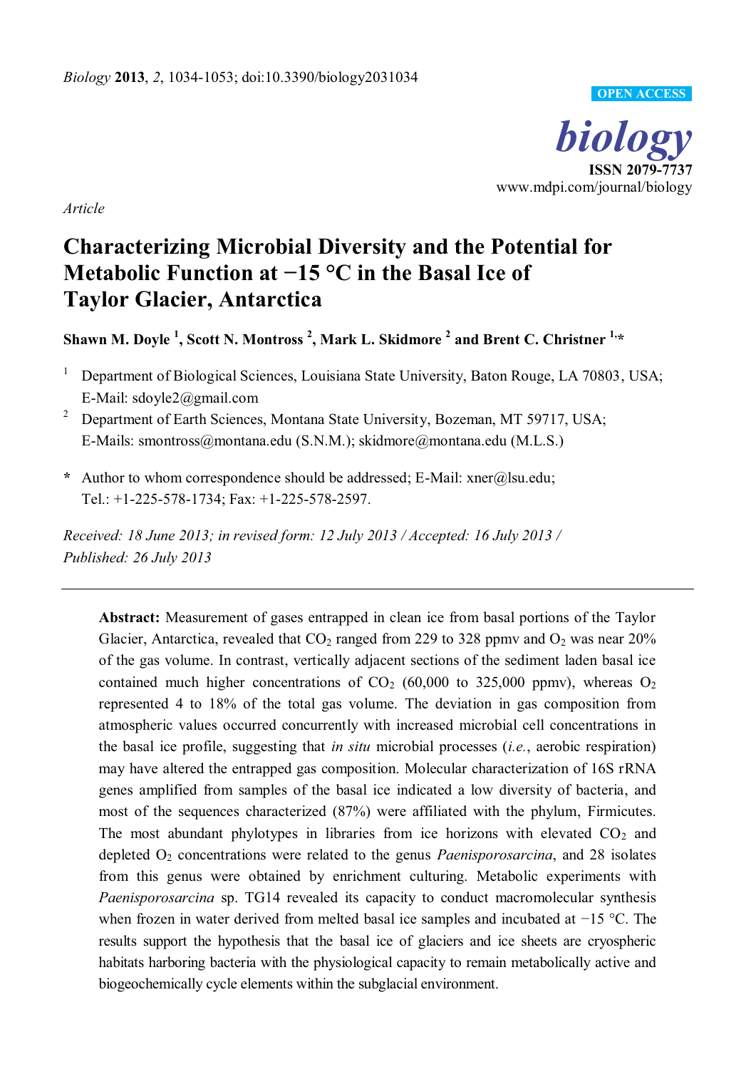*Article*

# Characterizing Microbial Diversity and the Potential for Metabolic Function at −15 °C in the Basal Ice of Taylor Glacier, Antarctica

**Shawn M. Doyle [1], Scott N. Montross [2], Mark L. Skidmore [2] and Brent C. Christner [1,*]**

[1] Department of Biological Sciences, Louisiana State University, Baton Rouge, LA 70803, USA; E-Mail: sdoyle2@gmail.com

[2] Department of Earth Sciences, Montana State University, Bozeman, MT 59717, USA; E-Mails: smontross@montana.edu (S.N.M.); skidmore@montana.edu (M.L.S.)

**\*** Author to whom correspondence should be addressed; E-Mail: xner@lsu.edu; Tel.: +1-225-578-1734; Fax: +1-225-578-2597.

*Received: 18 June 2013; in revised form: 12 July 2013 / Accepted: 16 July 2013 / Published: 26 July 2013*

---

**Abstract:** Measurement of gases entrapped in clean ice from basal portions of the Taylor Glacier, Antarctica, revealed that $CO_2$ ranged from 229 to 328 ppmv and $O_2$ was near 20% of the gas volume. In contrast, vertically adjacent sections of the sediment laden basal ice contained much higher concentrations of $CO_2$ (60,000 to 325,000 ppmv), whereas $O_2$ represented 4 to 18% of the total gas volume. The deviation in gas composition from atmospheric values occurred concurrently with increased microbial cell concentrations in the basal ice profile, suggesting that *in situ* microbial processes (*i.e.*, aerobic respiration) may have altered the entrapped gas composition. Molecular characterization of 16S rRNA genes amplified from samples of the basal ice indicated a low diversity of bacteria, and most of the sequences characterized (87%) were affiliated with the phylum, Firmicutes. The most abundant phylotypes in libraries from ice horizons with elevated $CO_2$ and depleted $O_2$ concentrations were related to the genus *Paenisporosarcina*, and 28 isolates from this genus were obtained by enrichment culturing. Metabolic experiments with *Paenisporosarcina* sp. TG14 revealed its capacity to conduct macromolecular synthesis when frozen in water derived from melted basal ice samples and incubated at −15 °C. The results support the hypothesis that the basal ice of glaciers and ice sheets are cryospheric habitats harboring bacteria with the physiological capacity to remain metabolically active and biogeochemically cycle elements within the subglacial environment.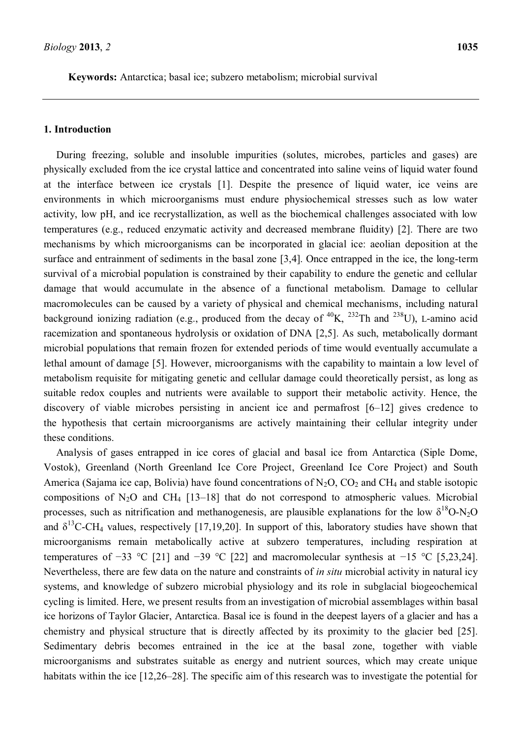**Keywords:** Antarctica; basal ice; subzero metabolism; microbial survival

## 1. Introduction

During freezing, soluble and insoluble impurities (solutes, microbes, particles and gases) are physically excluded from the ice crystal lattice and concentrated into saline veins of liquid water found at the interface between ice crystals [1]. Despite the presence of liquid water, ice veins are environments in which microorganisms must endure physiochemical stresses such as low water activity, low pH, and ice recrystallization, as well as the biochemical challenges associated with low temperatures (e.g., reduced enzymatic activity and decreased membrane fluidity) [2]. There are two mechanisms by which microorganisms can be incorporated in glacial ice: aeolian deposition at the surface and entrainment of sediments in the basal zone [3,4]. Once entrapped in the ice, the long-term survival of a microbial population is constrained by their capability to endure the genetic and cellular damage that would accumulate in the absence of a functional metabolism. Damage to cellular macromolecules can be caused by a variety of physical and chemical mechanisms, including natural background ionizing radiation (e.g., produced from the decay of $^{40}K$, $^{232}Th$ and $^{238}U$), L-amino acid racemization and spontaneous hydrolysis or oxidation of DNA [2,5]. As such, metabolically dormant microbial populations that remain frozen for extended periods of time would eventually accumulate a lethal amount of damage [5]. However, microorganisms with the capability to maintain a low level of metabolism requisite for mitigating genetic and cellular damage could theoretically persist, as long as suitable redox couples and nutrients were available to support their metabolic activity. Hence, the discovery of viable microbes persisting in ancient ice and permafrost [6–12] gives credence to the hypothesis that certain microorganisms are actively maintaining their cellular integrity under these conditions.

Analysis of gases entrapped in ice cores of glacial and basal ice from Antarctica (Siple Dome, Vostok), Greenland (North Greenland Ice Core Project, Greenland Ice Core Project) and South America (Sajama ice cap, Bolivia) have found concentrations of $N_2O$, $CO_2$ and $CH_4$ and stable isotopic compositions of $N_2O$ and $CH_4$ [13–18] that do not correspond to atmospheric values. Microbial processes, such as nitrification and methanogenesis, are plausible explanations for the low $\delta^{18}O$-$N_2O$ and $\delta^{13}C$-$CH_4$ values, respectively [17,19,20]. In support of this, laboratory studies have shown that microorganisms remain metabolically active at subzero temperatures, including respiration at temperatures of −33 °C [21] and −39 °C [22] and macromolecular synthesis at −15 °C [5,23,24]. Nevertheless, there are few data on the nature and constraints of *in situ* microbial activity in natural icy systems, and knowledge of subzero microbial physiology and its role in subglacial biogeochemical cycling is limited. Here, we present results from an investigation of microbial assemblages within basal ice horizons of Taylor Glacier, Antarctica. Basal ice is found in the deepest layers of a glacier and has a chemistry and physical structure that is directly affected by its proximity to the glacier bed [25]. Sedimentary debris becomes entrained in the ice at the basal zone, together with viable microorganisms and substrates suitable as energy and nutrient sources, which may create unique habitats within the ice [12,26–28]. The specific aim of this research was to investigate the potential for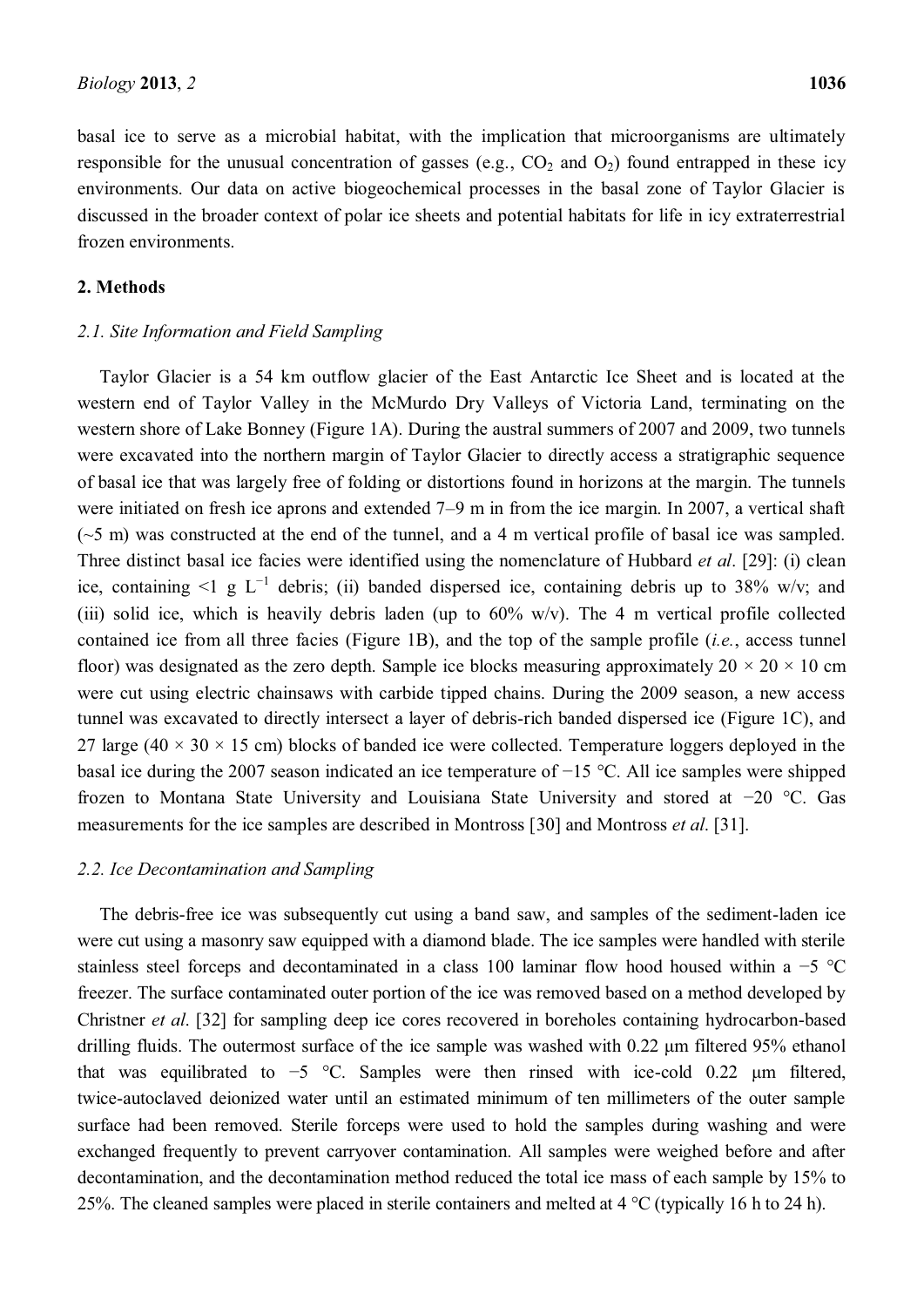basal ice to serve as a microbial habitat, with the implication that microorganisms are ultimately responsible for the unusual concentration of gasses (e.g., $CO_2$ and $O_2$) found entrapped in these icy environments. Our data on active biogeochemical processes in the basal zone of Taylor Glacier is discussed in the broader context of polar ice sheets and potential habitats for life in icy extraterrestrial frozen environments.

## 2. Methods

### 2.1. Site Information and Field Sampling

Taylor Glacier is a 54 km outflow glacier of the East Antarctic Ice Sheet and is located at the western end of Taylor Valley in the McMurdo Dry Valleys of Victoria Land, terminating on the western shore of Lake Bonney (Figure 1A). During the austral summers of 2007 and 2009, two tunnels were excavated into the northern margin of Taylor Glacier to directly access a stratigraphic sequence of basal ice that was largely free of folding or distortions found in horizons at the margin. The tunnels were initiated on fresh ice aprons and extended 7–9 m in from the ice margin. In 2007, a vertical shaft (~5 m) was constructed at the end of the tunnel, and a 4 m vertical profile of basal ice was sampled. Three distinct basal ice facies were identified using the nomenclature of Hubbard *et al*. [29]: (i) clean ice, containing <1 g $L^{-1}$ debris; (ii) banded dispersed ice, containing debris up to 38% w/v; and (iii) solid ice, which is heavily debris laden (up to 60% w/v). The 4 m vertical profile collected contained ice from all three facies (Figure 1B), and the top of the sample profile (*i.e.*, access tunnel floor) was designated as the zero depth. Sample ice blocks measuring approximately 20 × 20 × 10 cm were cut using electric chainsaws with carbide tipped chains. During the 2009 season, a new access tunnel was excavated to directly intersect a layer of debris-rich banded dispersed ice (Figure 1C), and 27 large (40 × 30 × 15 cm) blocks of banded ice were collected. Temperature loggers deployed in the basal ice during the 2007 season indicated an ice temperature of −15 °C. All ice samples were shipped frozen to Montana State University and Louisiana State University and stored at −20 °C. Gas measurements for the ice samples are described in Montross [30] and Montross *et al*. [31].

### 2.2. Ice Decontamination and Sampling

The debris-free ice was subsequently cut using a band saw, and samples of the sediment-laden ice were cut using a masonry saw equipped with a diamond blade. The ice samples were handled with sterile stainless steel forceps and decontaminated in a class 100 laminar flow hood housed within a −5 °C freezer. The surface contaminated outer portion of the ice was removed based on a method developed by Christner *et al*. [32] for sampling deep ice cores recovered in boreholes containing hydrocarbon-based drilling fluids. The outermost surface of the ice sample was washed with 0.22 µm filtered 95% ethanol that was equilibrated to −5 °C. Samples were then rinsed with ice-cold 0.22 µm filtered, twice-autoclaved deionized water until an estimated minimum of ten millimeters of the outer sample surface had been removed. Sterile forceps were used to hold the samples during washing and were exchanged frequently to prevent carryover contamination. All samples were weighed before and after decontamination, and the decontamination method reduced the total ice mass of each sample by 15% to 25%. The cleaned samples were placed in sterile containers and melted at 4 °C (typically 16 h to 24 h).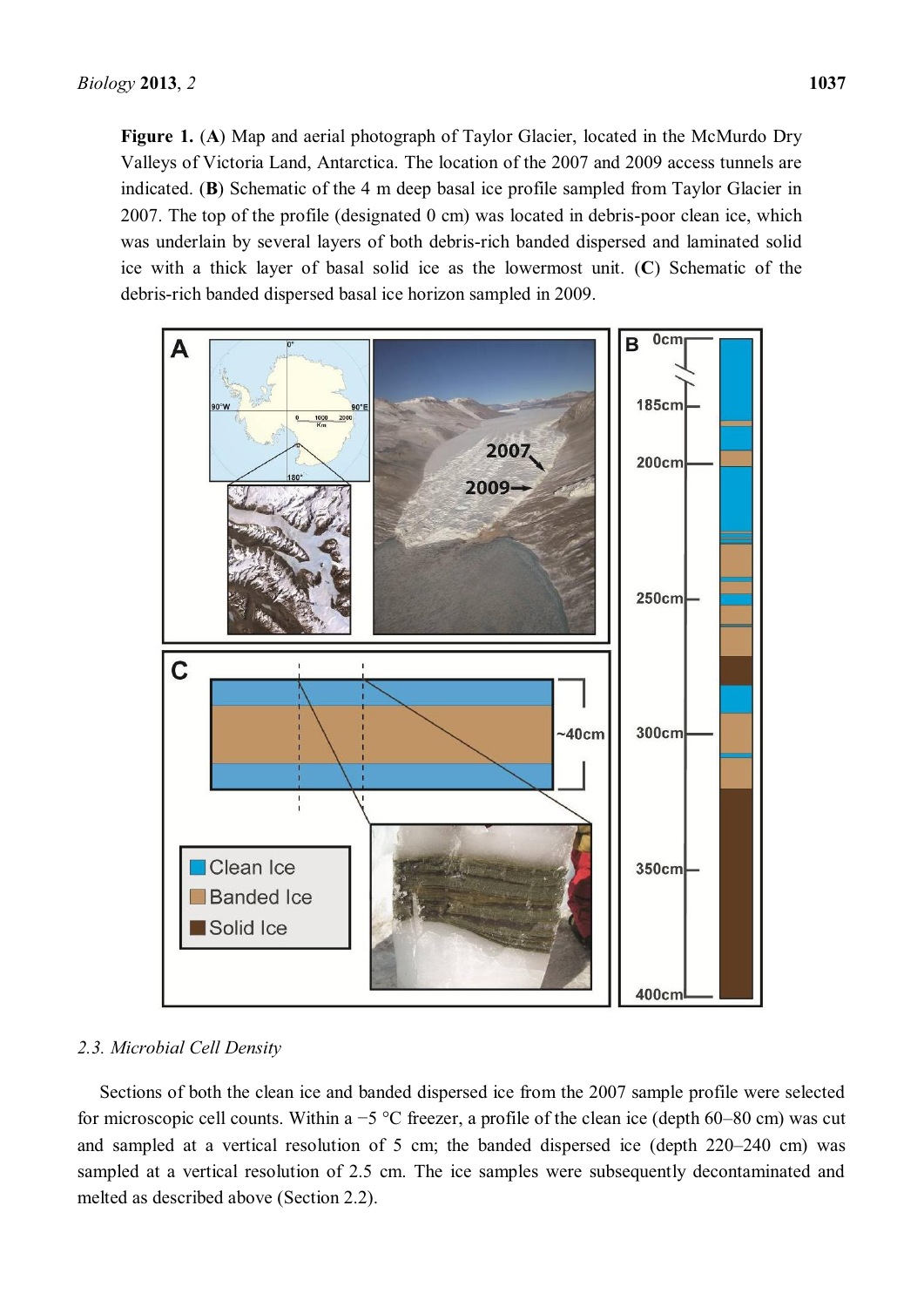**Figure 1.** (**A**) Map and aerial photograph of Taylor Glacier, located in the McMurdo Dry Valleys of Victoria Land, Antarctica. The location of the 2007 and 2009 access tunnels are indicated. (**B**) Schematic of the 4 m deep basal ice profile sampled from Taylor Glacier in 2007. The top of the profile (designated 0 cm) was located in debris-poor clean ice, which was underlain by several layers of both debris-rich banded dispersed and laminated solid ice with a thick layer of basal solid ice as the lowermost unit. (**C**) Schematic of the debris-rich banded dispersed basal ice horizon sampled in 2009.

### *2.3. Microbial Cell Density*

Sections of both the clean ice and banded dispersed ice from the 2007 sample profile were selected for microscopic cell counts. Within a −5 °C freezer, a profile of the clean ice (depth 60–80 cm) was cut and sampled at a vertical resolution of 5 cm; the banded dispersed ice (depth 220–240 cm) was sampled at a vertical resolution of 2.5 cm. The ice samples were subsequently decontaminated and melted as described above (Section 2.2).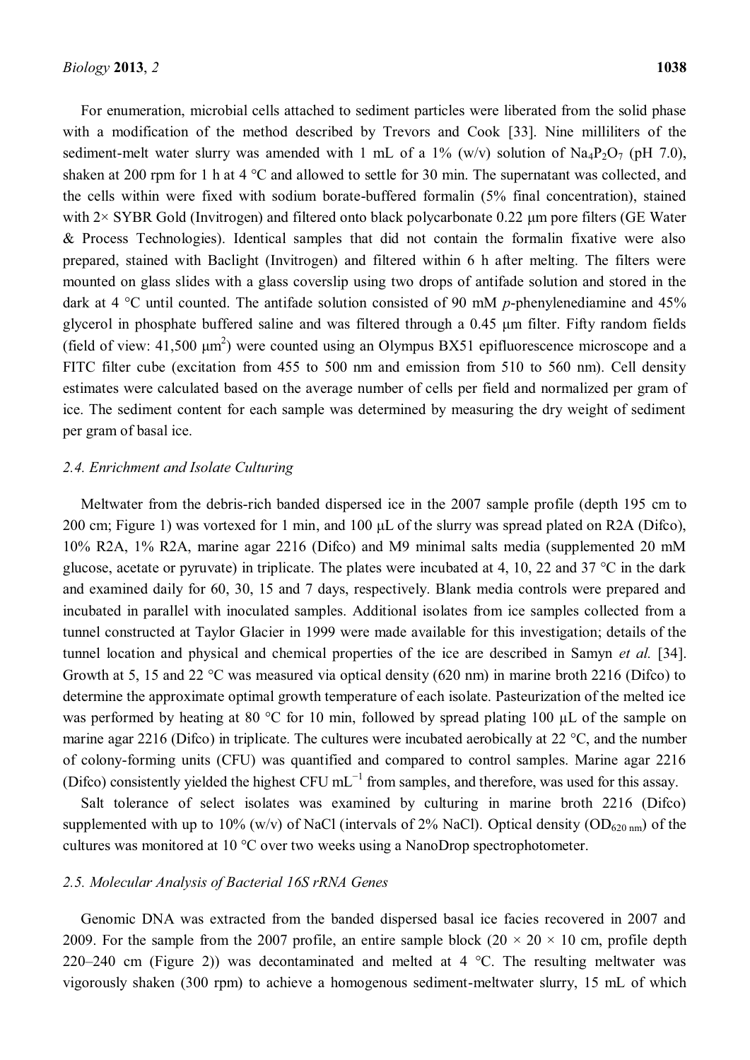For enumeration, microbial cells attached to sediment particles were liberated from the solid phase with a modification of the method described by Trevors and Cook [33]. Nine milliliters of the sediment-melt water slurry was amended with 1 mL of a 1% (w/v) solution of $Na_4P_2O_7$ (pH 7.0), shaken at 200 rpm for 1 h at 4 °C and allowed to settle for 30 min. The supernatant was collected, and the cells within were fixed with sodium borate-buffered formalin (5% final concentration), stained with 2× SYBR Gold (Invitrogen) and filtered onto black polycarbonate 0.22 µm pore filters (GE Water & Process Technologies). Identical samples that did not contain the formalin fixative were also prepared, stained with Baclight (Invitrogen) and filtered within 6 h after melting. The filters were mounted on glass slides with a glass coverslip using two drops of antifade solution and stored in the dark at 4 °C until counted. The antifade solution consisted of 90 mM *p*-phenylenediamine and 45% glycerol in phosphate buffered saline and was filtered through a 0.45 µm filter. Fifty random fields (field of view: 41,500 µm$^2$) were counted using an Olympus BX51 epifluorescence microscope and a FITC filter cube (excitation from 455 to 500 nm and emission from 510 to 560 nm). Cell density estimates were calculated based on the average number of cells per field and normalized per gram of ice. The sediment content for each sample was determined by measuring the dry weight of sediment per gram of basal ice.

### *2.4. Enrichment and Isolate Culturing*

Meltwater from the debris-rich banded dispersed ice in the 2007 sample profile (depth 195 cm to 200 cm; Figure 1) was vortexed for 1 min, and 100 µL of the slurry was spread plated on R2A (Difco), 10% R2A, 1% R2A, marine agar 2216 (Difco) and M9 minimal salts media (supplemented 20 mM glucose, acetate or pyruvate) in triplicate. The plates were incubated at 4, 10, 22 and 37 °C in the dark and examined daily for 60, 30, 15 and 7 days, respectively. Blank media controls were prepared and incubated in parallel with inoculated samples. Additional isolates from ice samples collected from a tunnel constructed at Taylor Glacier in 1999 were made available for this investigation; details of the tunnel location and physical and chemical properties of the ice are described in Samyn *et al.* [34]. Growth at 5, 15 and 22 °C was measured via optical density (620 nm) in marine broth 2216 (Difco) to determine the approximate optimal growth temperature of each isolate. Pasteurization of the melted ice was performed by heating at 80 °C for 10 min, followed by spread plating 100 µL of the sample on marine agar 2216 (Difco) in triplicate. The cultures were incubated aerobically at 22 °C, and the number of colony-forming units (CFU) was quantified and compared to control samples. Marine agar 2216 (Difco) consistently yielded the highest CFU mL$^{-1}$ from samples, and therefore, was used for this assay.

Salt tolerance of select isolates was examined by culturing in marine broth 2216 (Difco) supplemented with up to 10% (w/v) of NaCl (intervals of 2% NaCl). Optical density ($OD_{620\ nm}$) of the cultures was monitored at 10 °C over two weeks using a NanoDrop spectrophotometer.

### *2.5. Molecular Analysis of Bacterial 16S rRNA Genes*

Genomic DNA was extracted from the banded dispersed basal ice facies recovered in 2007 and 2009. For the sample from the 2007 profile, an entire sample block (20 × 20 × 10 cm, profile depth 220–240 cm (Figure 2)) was decontaminated and melted at 4 °C. The resulting meltwater was vigorously shaken (300 rpm) to achieve a homogenous sediment-meltwater slurry, 15 mL of which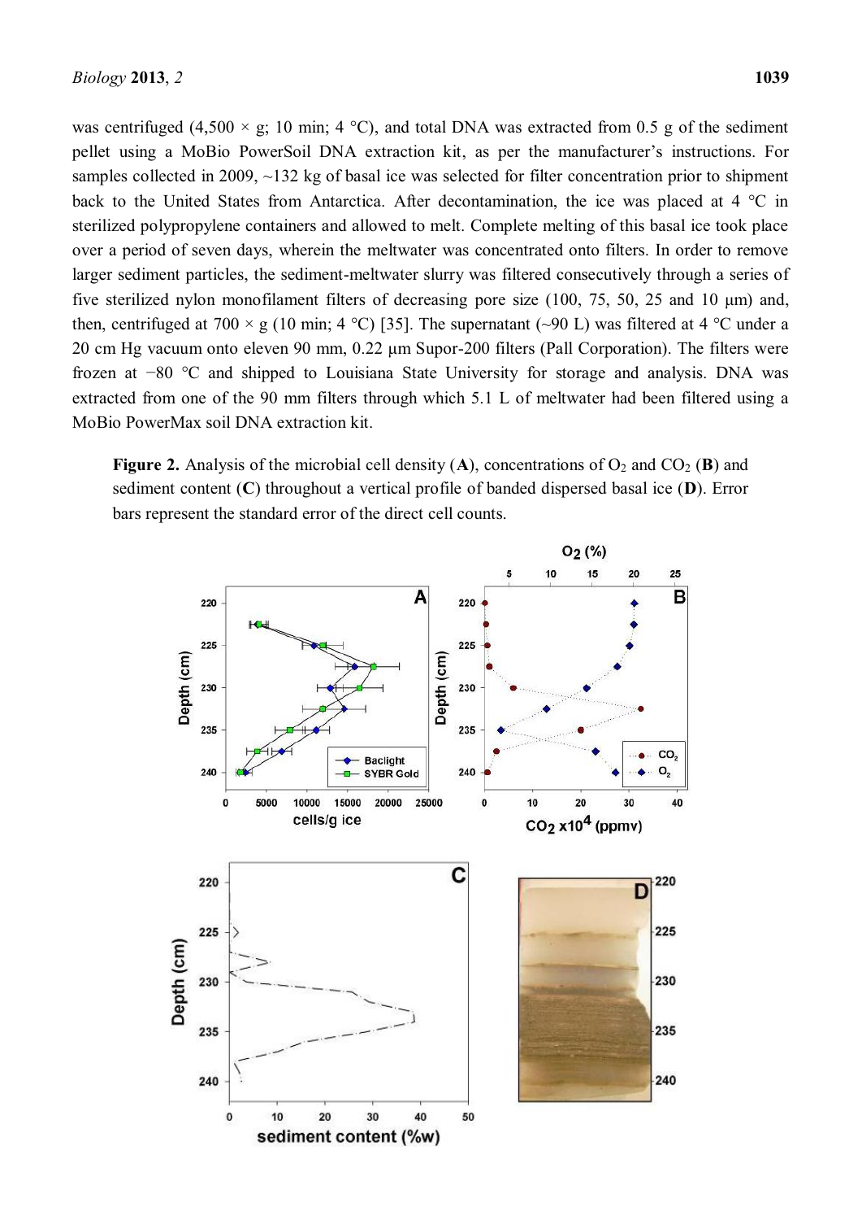was centrifuged (4,500 × g; 10 min; 4 °C), and total DNA was extracted from 0.5 g of the sediment pellet using a MoBio PowerSoil DNA extraction kit, as per the manufacturer's instructions. For samples collected in 2009, ~132 kg of basal ice was selected for filter concentration prior to shipment back to the United States from Antarctica. After decontamination, the ice was placed at 4 °C in sterilized polypropylene containers and allowed to melt. Complete melting of this basal ice took place over a period of seven days, wherein the meltwater was concentrated onto filters. In order to remove larger sediment particles, the sediment-meltwater slurry was filtered consecutively through a series of five sterilized nylon monofilament filters of decreasing pore size (100, 75, 50, 25 and 10 µm) and, then, centrifuged at 700 × g (10 min; 4 °C) [35]. The supernatant (~90 L) was filtered at 4 °C under a 20 cm Hg vacuum onto eleven 90 mm, 0.22 µm Supor-200 filters (Pall Corporation). The filters were frozen at −80 °C and shipped to Louisiana State University for storage and analysis. DNA was extracted from one of the 90 mm filters through which 5.1 L of meltwater had been filtered using a MoBio PowerMax soil DNA extraction kit.

**Figure 2.** Analysis of the microbial cell density (**A**), concentrations of $O_2$ and $CO_2$ (**B**) and sediment content (**C**) throughout a vertical profile of banded dispersed basal ice (**D**). Error bars represent the standard error of the direct cell counts.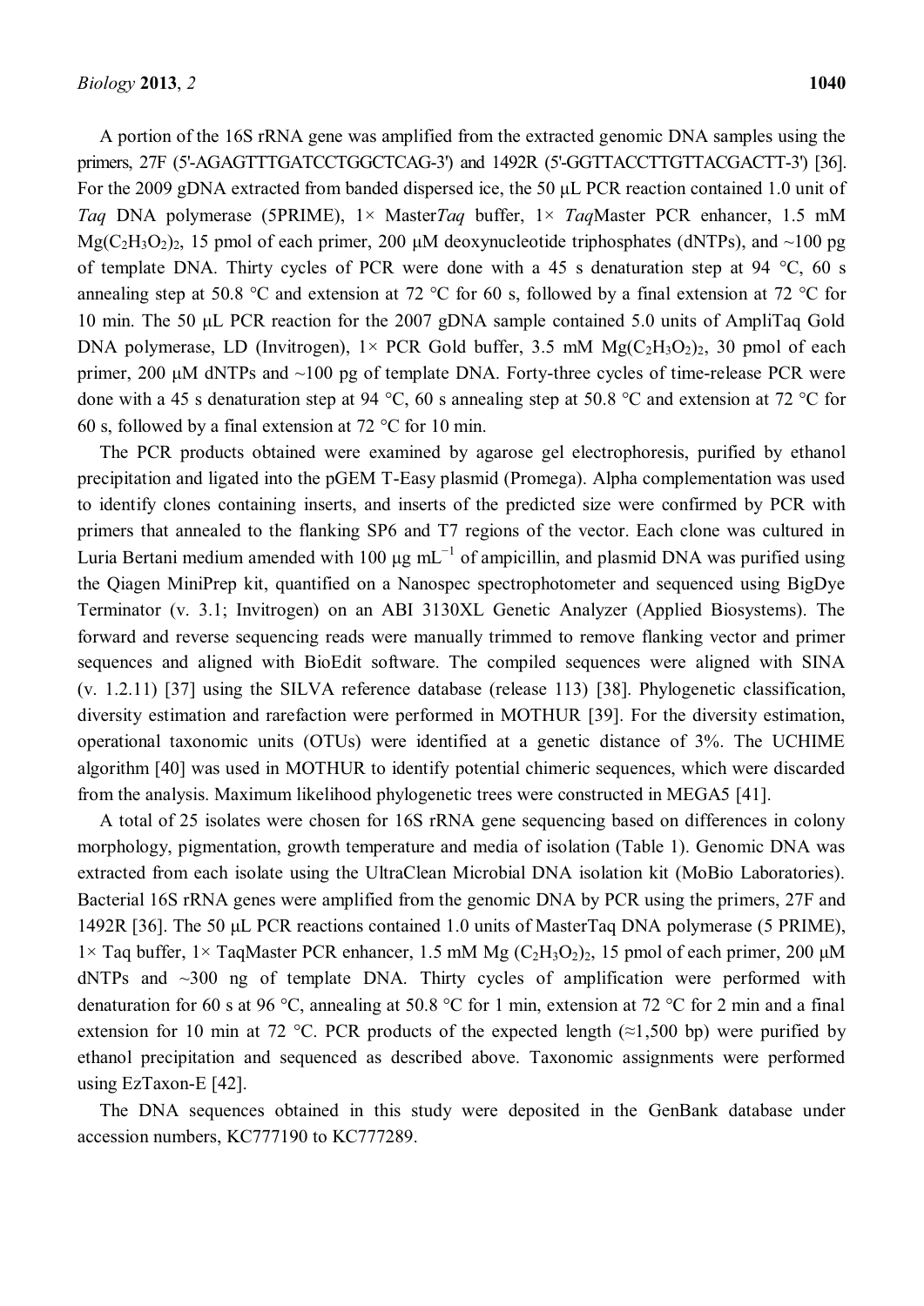A portion of the 16S rRNA gene was amplified from the extracted genomic DNA samples using the primers, 27F (5'-AGAGTTTGATCCTGGCTCAG-3') and 1492R (5'-GGTTACCTTGTTACGACTT-3') [36]. For the 2009 gDNA extracted from banded dispersed ice, the 50 µL PCR reaction contained 1.0 unit of *Taq* DNA polymerase (5PRIME), 1× Master*Taq* buffer, 1× *Taq*Master PCR enhancer, 1.5 mM $Mg(C_2H_3O_2)_2$, 15 pmol of each primer, 200 µM deoxynucleotide triphosphates (dNTPs), and ~100 pg of template DNA. Thirty cycles of PCR were done with a 45 s denaturation step at 94 °C, 60 s annealing step at 50.8 °C and extension at 72 °C for 60 s, followed by a final extension at 72 °C for 10 min. The 50 µL PCR reaction for the 2007 gDNA sample contained 5.0 units of AmpliTaq Gold DNA polymerase, LD (Invitrogen), 1× PCR Gold buffer, 3.5 mM $Mg(C_2H_3O_2)_2$, 30 pmol of each primer, 200 µM dNTPs and ~100 pg of template DNA. Forty-three cycles of time-release PCR were done with a 45 s denaturation step at 94 °C, 60 s annealing step at 50.8 °C and extension at 72 °C for 60 s, followed by a final extension at 72 °C for 10 min.

The PCR products obtained were examined by agarose gel electrophoresis, purified by ethanol precipitation and ligated into the pGEM T-Easy plasmid (Promega). Alpha complementation was used to identify clones containing inserts, and inserts of the predicted size were confirmed by PCR with primers that annealed to the flanking SP6 and T7 regions of the vector. Each clone was cultured in Luria Bertani medium amended with 100 µg $mL^{-1}$ of ampicillin, and plasmid DNA was purified using the Qiagen MiniPrep kit, quantified on a Nanospec spectrophotometer and sequenced using BigDye Terminator (v. 3.1; Invitrogen) on an ABI 3130XL Genetic Analyzer (Applied Biosystems). The forward and reverse sequencing reads were manually trimmed to remove flanking vector and primer sequences and aligned with BioEdit software. The compiled sequences were aligned with SINA (v. 1.2.11) [37] using the SILVA reference database (release 113) [38]. Phylogenetic classification, diversity estimation and rarefaction were performed in MOTHUR [39]. For the diversity estimation, operational taxonomic units (OTUs) were identified at a genetic distance of 3%. The UCHIME algorithm [40] was used in MOTHUR to identify potential chimeric sequences, which were discarded from the analysis. Maximum likelihood phylogenetic trees were constructed in MEGA5 [41].

A total of 25 isolates were chosen for 16S rRNA gene sequencing based on differences in colony morphology, pigmentation, growth temperature and media of isolation (Table 1). Genomic DNA was extracted from each isolate using the UltraClean Microbial DNA isolation kit (MoBio Laboratories). Bacterial 16S rRNA genes were amplified from the genomic DNA by PCR using the primers, 27F and 1492R [36]. The 50 µL PCR reactions contained 1.0 units of MasterTaq DNA polymerase (5 PRIME), 1× Taq buffer, 1× TaqMaster PCR enhancer, 1.5 mM Mg $(C_2H_3O_2)_2$, 15 pmol of each primer, 200 µM dNTPs and ~300 ng of template DNA. Thirty cycles of amplification were performed with denaturation for 60 s at 96 °C, annealing at 50.8 °C for 1 min, extension at 72 °C for 2 min and a final extension for 10 min at 72 °C. PCR products of the expected length (≈1,500 bp) were purified by ethanol precipitation and sequenced as described above. Taxonomic assignments were performed using EzTaxon-E [42].

The DNA sequences obtained in this study were deposited in the GenBank database under accession numbers, KC777190 to KC777289.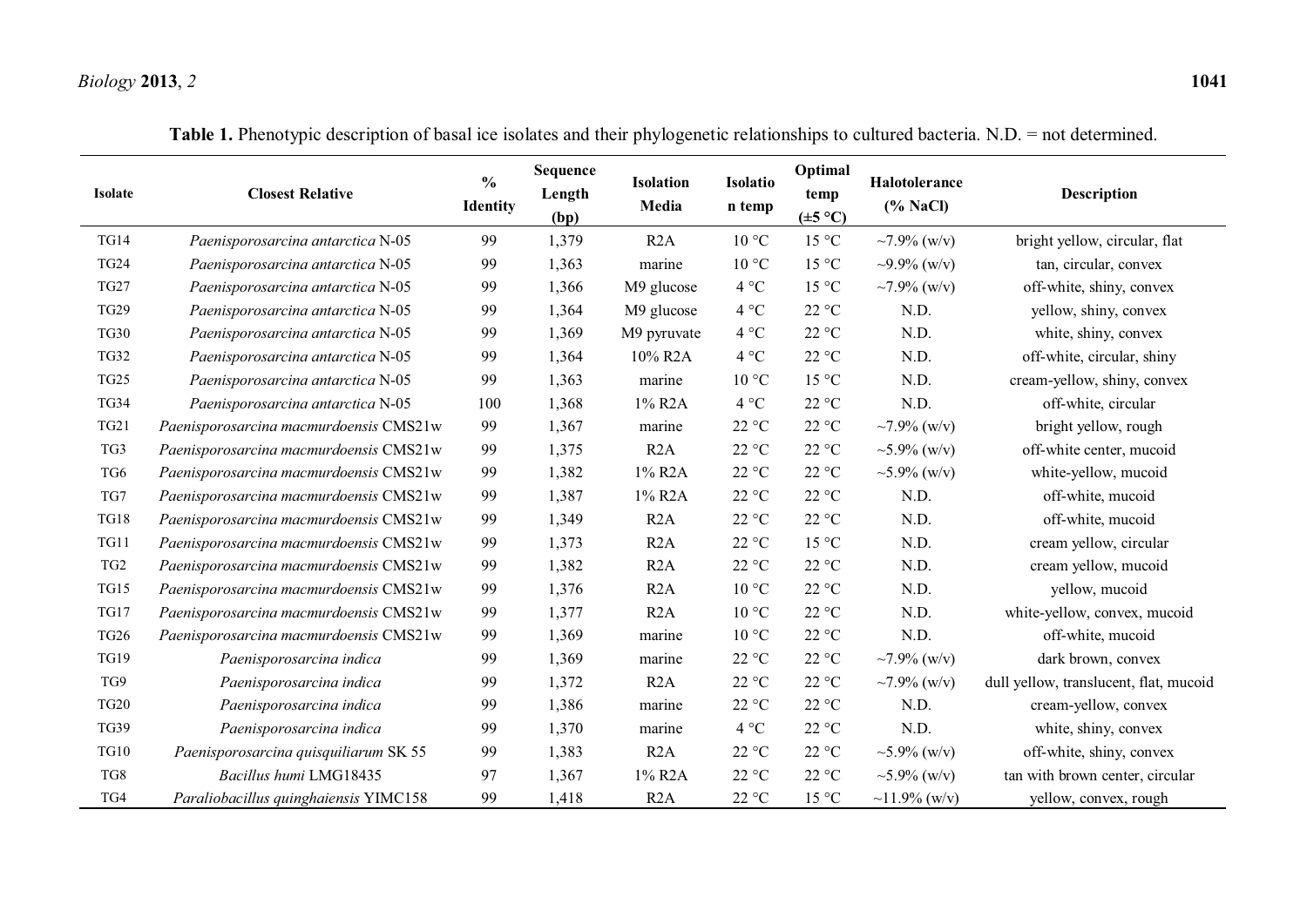**Table 1.** Phenotypic description of basal ice isolates and their phylogenetic relationships to cultured bacteria. N.D. = not determined.

| Isolate | Closest Relative | % Identity | Sequence Length (bp) | Isolation Media | Isolation temp | Optimal temp (±5 °C) | Halotolerance (% NaCl) | Description |
|---|---|---|---|---|---|---|---|---|
| TG14 | *Paenisporosarcina antarctica* N-05 | 99 | 1,379 | R2A | 10 °C | 15 °C | ~7.9% (w/v) | bright yellow, circular, flat |
| TG24 | *Paenisporosarcina antarctica* N-05 | 99 | 1,363 | marine | 10 °C | 15 °C | ~9.9% (w/v) | tan, circular, convex |
| TG27 | *Paenisporosarcina antarctica* N-05 | 99 | 1,366 | M9 glucose | 4 °C | 15 °C | ~7.9% (w/v) | off-white, shiny, convex |
| TG29 | *Paenisporosarcina antarctica* N-05 | 99 | 1,364 | M9 glucose | 4 °C | 22 °C | N.D. | yellow, shiny, convex |
| TG30 | *Paenisporosarcina antarctica* N-05 | 99 | 1,369 | M9 pyruvate | 4 °C | 22 °C | N.D. | white, shiny, convex |
| TG32 | *Paenisporosarcina antarctica* N-05 | 99 | 1,364 | 10% R2A | 4 °C | 22 °C | N.D. | off-white, circular, shiny |
| TG25 | *Paenisporosarcina antarctica* N-05 | 99 | 1,363 | marine | 10 °C | 15 °C | N.D. | cream-yellow, shiny, convex |
| TG34 | *Paenisporosarcina antarctica* N-05 | 100 | 1,368 | 1% R2A | 4 °C | 22 °C | N.D. | off-white, circular |
| TG21 | *Paenisporosarcina macmurdoensis* CMS21w | 99 | 1,367 | marine | 22 °C | 22 °C | ~7.9% (w/v) | bright yellow, rough |
| TG3 | *Paenisporosarcina macmurdoensis* CMS21w | 99 | 1,375 | R2A | 22 °C | 22 °C | ~5.9% (w/v) | off-white center, mucoid |
| TG6 | *Paenisporosarcina macmurdoensis* CMS21w | 99 | 1,382 | 1% R2A | 22 °C | 22 °C | ~5.9% (w/v) | white-yellow, mucoid |
| TG7 | *Paenisporosarcina macmurdoensis* CMS21w | 99 | 1,387 | 1% R2A | 22 °C | 22 °C | N.D. | off-white, mucoid |
| TG18 | *Paenisporosarcina macmurdoensis* CMS21w | 99 | 1,349 | R2A | 22 °C | 22 °C | N.D. | off-white, mucoid |
| TG11 | *Paenisporosarcina macmurdoensis* CMS21w | 99 | 1,373 | R2A | 22 °C | 15 °C | N.D. | cream yellow, circular |
| TG2 | *Paenisporosarcina macmurdoensis* CMS21w | 99 | 1,382 | R2A | 22 °C | 22 °C | N.D. | cream yellow, mucoid |
| TG15 | *Paenisporosarcina macmurdoensis* CMS21w | 99 | 1,376 | R2A | 10 °C | 22 °C | N.D. | yellow, mucoid |
| TG17 | *Paenisporosarcina macmurdoensis* CMS21w | 99 | 1,377 | R2A | 10 °C | 22 °C | N.D. | white-yellow, convex, mucoid |
| TG26 | *Paenisporosarcina macmurdoensis* CMS21w | 99 | 1,369 | marine | 10 °C | 22 °C | N.D. | off-white, mucoid |
| TG19 | *Paenisporosarcina indica* | 99 | 1,369 | marine | 22 °C | 22 °C | ~7.9% (w/v) | dark brown, convex |
| TG9 | *Paenisporosarcina indica* | 99 | 1,372 | R2A | 22 °C | 22 °C | ~7.9% (w/v) | dull yellow, translucent, flat, mucoid |
| TG20 | *Paenisporosarcina indica* | 99 | 1,386 | marine | 22 °C | 22 °C | N.D. | cream-yellow, convex |
| TG39 | *Paenisporosarcina indica* | 99 | 1,370 | marine | 4 °C | 22 °C | N.D. | white, shiny, convex |
| TG10 | *Paenisporosarcina quisquiliarum* SK 55 | 99 | 1,383 | R2A | 22 °C | 22 °C | ~5.9% (w/v) | off-white, shiny, convex |
| TG8 | *Bacillus humi* LMG18435 | 97 | 1,367 | 1% R2A | 22 °C | 22 °C | ~5.9% (w/v) | tan with brown center, circular |
| TG4 | *Paraliobacillus quinghaiensis* YIMC158 | 99 | 1,418 | R2A | 22 °C | 15 °C | ~11.9% (w/v) | yellow, convex, rough |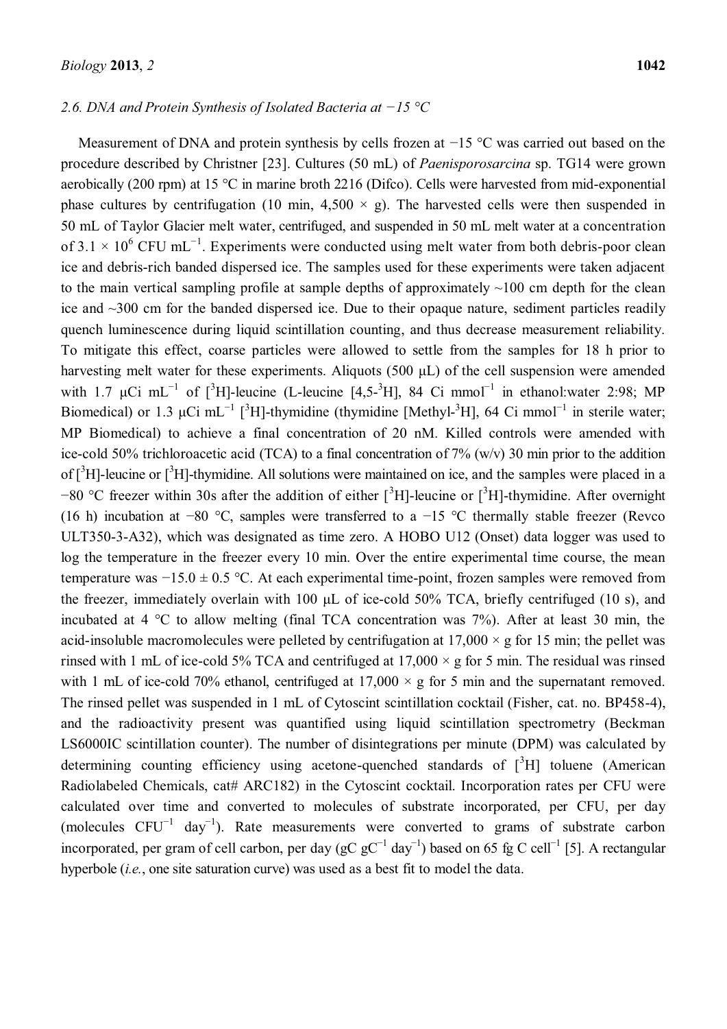### 2.6. DNA and Protein Synthesis of Isolated Bacteria at −15 °C

Measurement of DNA and protein synthesis by cells frozen at −15 °C was carried out based on the procedure described by Christner [23]. Cultures (50 mL) of *Paenisporosarcina* sp. TG14 were grown aerobically (200 rpm) at 15 °C in marine broth 2216 (Difco). Cells were harvested from mid-exponential phase cultures by centrifugation (10 min, 4,500 × g). The harvested cells were then suspended in 50 mL of Taylor Glacier melt water, centrifuged, and suspended in 50 mL melt water at a concentration of $3.1 \times 10^6$ CFU $mL^{-1}$. Experiments were conducted using melt water from both debris-poor clean ice and debris-rich banded dispersed ice. The samples used for these experiments were taken adjacent to the main vertical sampling profile at sample depths of approximately ~100 cm depth for the clean ice and ~300 cm for the banded dispersed ice. Due to their opaque nature, sediment particles readily quench luminescence during liquid scintillation counting, and thus decrease measurement reliability. To mitigate this effect, coarse particles were allowed to settle from the samples for 18 h prior to harvesting melt water for these experiments. Aliquots (500 μL) of the cell suspension were amended with 1.7 μCi $mL^{-1}$ of [$^3$H]-leucine (L-leucine [4,5-$^3$H], 84 Ci $mmol^{-1}$ in ethanol:water 2:98; MP Biomedical) or 1.3 μCi $mL^{-1}$ [$^3$H]-thymidine (thymidine [Methyl-$^3$H], 64 Ci $mmol^{-1}$ in sterile water; MP Biomedical) to achieve a final concentration of 20 nM. Killed controls were amended with ice-cold 50% trichloroacetic acid (TCA) to a final concentration of 7% (w/v) 30 min prior to the addition of [$^3$H]-leucine or [$^3$H]-thymidine. All solutions were maintained on ice, and the samples were placed in a −80 °C freezer within 30s after the addition of either [$^3$H]-leucine or [$^3$H]-thymidine. After overnight (16 h) incubation at −80 °C, samples were transferred to a −15 °C thermally stable freezer (Revco ULT350-3-A32), which was designated as time zero. A HOBO U12 (Onset) data logger was used to log the temperature in the freezer every 10 min. Over the entire experimental time course, the mean temperature was −15.0 ± 0.5 °C. At each experimental time-point, frozen samples were removed from the freezer, immediately overlain with 100 μL of ice-cold 50% TCA, briefly centrifuged (10 s), and incubated at 4 °C to allow melting (final TCA concentration was 7%). After at least 30 min, the acid-insoluble macromolecules were pelleted by centrifugation at 17,000 × g for 15 min; the pellet was rinsed with 1 mL of ice-cold 5% TCA and centrifuged at 17,000 × g for 5 min. The residual was rinsed with 1 mL of ice-cold 70% ethanol, centrifuged at 17,000 × g for 5 min and the supernatant removed. The rinsed pellet was suspended in 1 mL of Cytoscint scintillation cocktail (Fisher, cat. no. BP458-4), and the radioactivity present was quantified using liquid scintillation spectrometry (Beckman LS6000IC scintillation counter). The number of disintegrations per minute (DPM) was calculated by determining counting efficiency using acetone-quenched standards of [$^3$H] toluene (American Radiolabeled Chemicals, cat# ARC182) in the Cytoscint cocktail. Incorporation rates per CFU were calculated over time and converted to molecules of substrate incorporated, per CFU, per day (molecules $CFU^{-1}$ $day^{-1}$). Rate measurements were converted to grams of substrate carbon incorporated, per gram of cell carbon, per day (gC $gC^{-1}$ $day^{-1}$) based on 65 fg C $cell^{-1}$ [5]. A rectangular hyperbole (*i.e.*, one site saturation curve) was used as a best fit to model the data.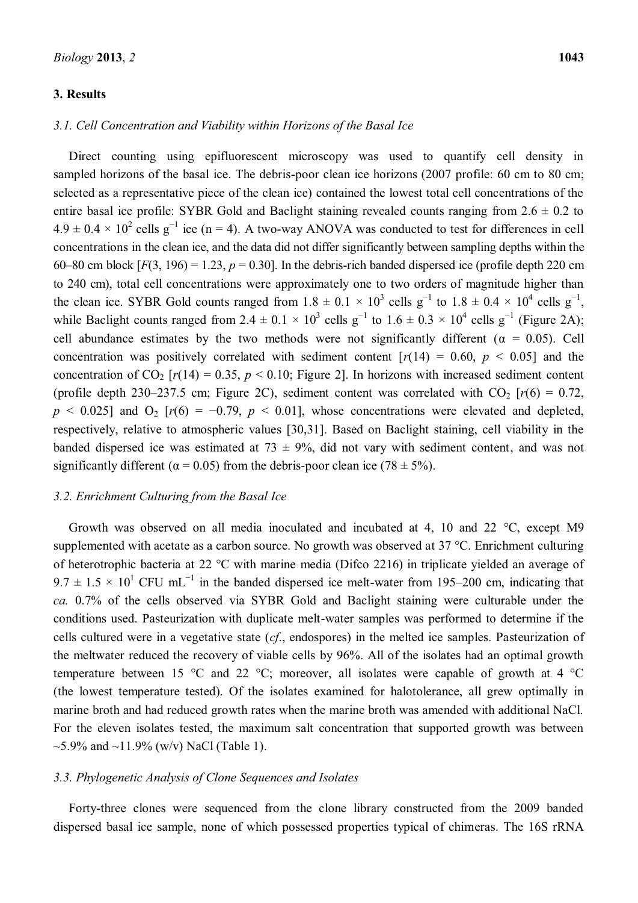## 3. Results

### 3.1. Cell Concentration and Viability within Horizons of the Basal Ice

Direct counting using epifluorescent microscopy was used to quantify cell density in sampled horizons of the basal ice. The debris-poor clean ice horizons (2007 profile: 60 cm to 80 cm; selected as a representative piece of the clean ice) contained the lowest total cell concentrations of the entire basal ice profile: SYBR Gold and Baclight staining revealed counts ranging from $2.6 \pm 0.2$ to $4.9 \pm 0.4 \times 10^2$ cells $g^{-1}$ ice (n = 4). A two-way ANOVA was conducted to test for differences in cell concentrations in the clean ice, and the data did not differ significantly between sampling depths within the 60–80 cm block [$F(3, 196) = 1.23$, $p = 0.30$]. In the debris-rich banded dispersed ice (profile depth 220 cm to 240 cm), total cell concentrations were approximately one to two orders of magnitude higher than the clean ice. SYBR Gold counts ranged from $1.8 \pm 0.1 \times 10^3$ cells $g^{-1}$ to $1.8 \pm 0.4 \times 10^4$ cells $g^{-1}$, while Baclight counts ranged from $2.4 \pm 0.1 \times 10^3$ cells $g^{-1}$ to $1.6 \pm 0.3 \times 10^4$ cells $g^{-1}$ (Figure 2A); cell abundance estimates by the two methods were not significantly different ($\alpha = 0.05$). Cell concentration was positively correlated with sediment content [$r(14) = 0.60$, $p < 0.05$] and the concentration of $CO_2$ [$r(14) = 0.35$, $p < 0.10$; Figure 2]. In horizons with increased sediment content (profile depth 230–237.5 cm; Figure 2C), sediment content was correlated with $CO_2$ [$r(6) = 0.72$, $p < 0.025$] and $O_2$ [$r(6) = -0.79$, $p < 0.01$], whose concentrations were elevated and depleted, respectively, relative to atmospheric values [30,31]. Based on Baclight staining, cell viability in the banded dispersed ice was estimated at $73 \pm 9\%$, did not vary with sediment content, and was not significantly different ($\alpha = 0.05$) from the debris-poor clean ice ($78 \pm 5\%$).

### 3.2. Enrichment Culturing from the Basal Ice

Growth was observed on all media inoculated and incubated at 4, 10 and 22 °C, except M9 supplemented with acetate as a carbon source. No growth was observed at 37 °C. Enrichment culturing of heterotrophic bacteria at 22 °C with marine media (Difco 2216) in triplicate yielded an average of $9.7 \pm 1.5 \times 10^1$ CFU $mL^{-1}$ in the banded dispersed ice melt-water from 195–200 cm, indicating that *ca.* 0.7% of the cells observed via SYBR Gold and Baclight staining were culturable under the conditions used. Pasteurization with duplicate melt-water samples was performed to determine if the cells cultured were in a vegetative state (*cf.*, endospores) in the melted ice samples. Pasteurization of the meltwater reduced the recovery of viable cells by 96%. All of the isolates had an optimal growth temperature between 15 °C and 22 °C; moreover, all isolates were capable of growth at 4 °C (the lowest temperature tested). Of the isolates examined for halotolerance, all grew optimally in marine broth and had reduced growth rates when the marine broth was amended with additional NaCl. For the eleven isolates tested, the maximum salt concentration that supported growth was between ~5.9% and ~11.9% (w/v) NaCl (Table 1).

### 3.3. Phylogenetic Analysis of Clone Sequences and Isolates

Forty-three clones were sequenced from the clone library constructed from the 2009 banded dispersed basal ice sample, none of which possessed properties typical of chimeras. The 16S rRNA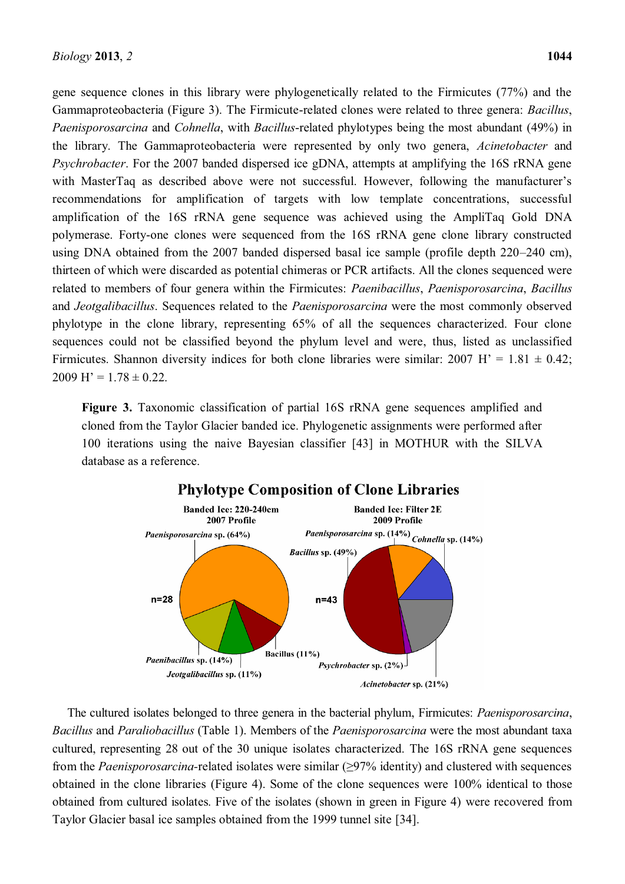gene sequence clones in this library were phylogenetically related to the Firmicutes (77%) and the Gammaproteobacteria (Figure 3). The Firmicute-related clones were related to three genera: *Bacillus*, *Paenisporosarcina* and *Cohnella*, with *Bacillus*-related phylotypes being the most abundant (49%) in the library. The Gammaproteobacteria were represented by only two genera, *Acinetobacter* and *Psychrobacter*. For the 2007 banded dispersed ice gDNA, attempts at amplifying the 16S rRNA gene with MasterTaq as described above were not successful. However, following the manufacturer's recommendations for amplification of targets with low template concentrations, successful amplification of the 16S rRNA gene sequence was achieved using the AmpliTaq Gold DNA polymerase. Forty-one clones were sequenced from the 16S rRNA gene clone library constructed using DNA obtained from the 2007 banded dispersed basal ice sample (profile depth 220–240 cm), thirteen of which were discarded as potential chimeras or PCR artifacts. All the clones sequenced were related to members of four genera within the Firmicutes: *Paenibacillus*, *Paenisporosarcina*, *Bacillus* and *Jeotgalibacillus*. Sequences related to the *Paenisporosarcina* were the most commonly observed phylotype in the clone library, representing 65% of all the sequences characterized. Four clone sequences could not be classified beyond the phylum level and were, thus, listed as unclassified Firmicutes. Shannon diversity indices for both clone libraries were similar: 2007 H' = 1.81 ± 0.42; 2009 H' = 1.78 ± 0.22.

**Figure 3.** Taxonomic classification of partial 16S rRNA gene sequences amplified and cloned from the Taylor Glacier banded ice. Phylogenetic assignments were performed after 100 iterations using the naive Bayesian classifier [43] in MOTHUR with the SILVA database as a reference.

**Phylotype Composition of Clone Libraries**

Banded Ice: 220-240cm 2007 Profile (n=28): *Paenisporosarcina* sp. (64%); *Paenibacillus* sp. (14%); *Jeotgalibacillus* sp. (11%); Bacillus (11%)

Banded Ice: Filter 2E 2009 Profile (n=43): *Paenisporosarcina* sp. (14%); *Cohnella* sp. (14%); *Bacillus* sp. (49%); *Psychrobacter* sp. (2%); *Acinetobacter* sp. (21%)

The cultured isolates belonged to three genera in the bacterial phylum, Firmicutes: *Paenisporosarcina*, *Bacillus* and *Paraliobacillus* (Table 1). Members of the *Paenisporosarcina* were the most abundant taxa cultured, representing 28 out of the 30 unique isolates characterized. The 16S rRNA gene sequences from the *Paenisporosarcina*-related isolates were similar (≥97% identity) and clustered with sequences obtained in the clone libraries (Figure 4). Some of the clone sequences were 100% identical to those obtained from cultured isolates. Five of the isolates (shown in green in Figure 4) were recovered from Taylor Glacier basal ice samples obtained from the 1999 tunnel site [34].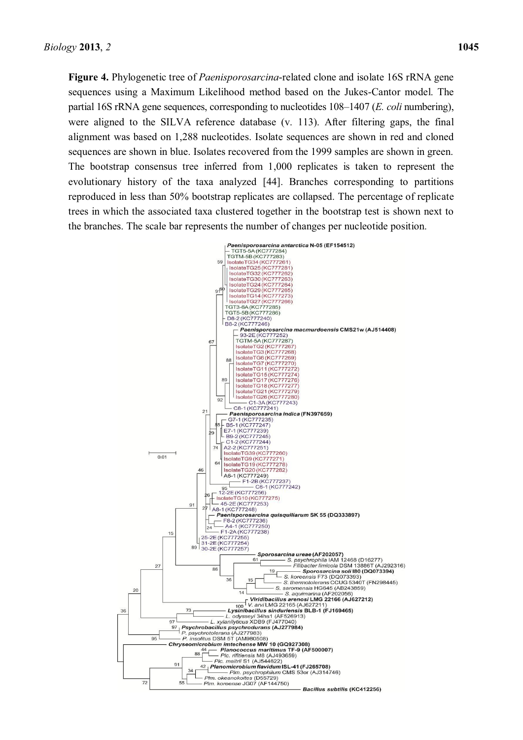**Figure 4.** Phylogenetic tree of *Paenisporosarcina*-related clone and isolate 16S rRNA gene sequences using a Maximum Likelihood method based on the Jukes-Cantor model. The partial 16S rRNA gene sequences, corresponding to nucleotides 108–1407 (*E. coli* numbering), were aligned to the SILVA reference database (v. 113). After filtering gaps, the final alignment was based on 1,288 nucleotides. Isolate sequences are shown in red and cloned sequences are shown in blue. Isolates recovered from the 1999 samples are shown in green. The bootstrap consensus tree inferred from 1,000 replicates is taken to represent the evolutionary history of the taxa analyzed [44]. Branches corresponding to partitions reproduced in less than 50% bootstrap replicates are collapsed. The percentage of replicate trees in which the associated taxa clustered together in the bootstrap test is shown next to the branches. The scale bar represents the number of changes per nucleotide position.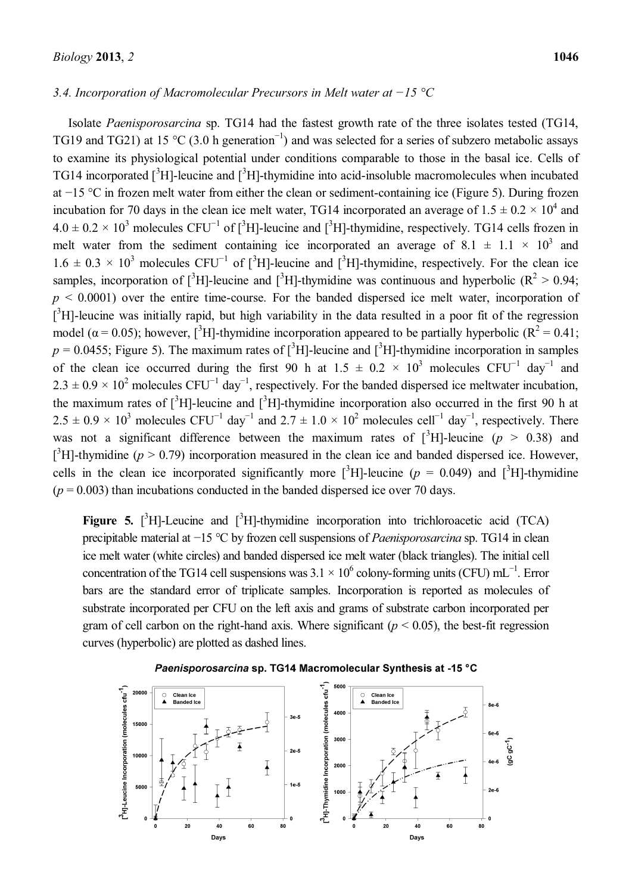### 3.4. Incorporation of Macromolecular Precursors in Melt water at −15 °C

Isolate *Paenisporosarcina* sp. TG14 had the fastest growth rate of the three isolates tested (TG14, TG19 and TG21) at 15 °C (3.0 h generation$^{-1}$) and was selected for a series of subzero metabolic assays to examine its physiological potential under conditions comparable to those in the basal ice. Cells of TG14 incorporated [$^{3}$H]-leucine and [$^{3}$H]-thymidine into acid-insoluble macromolecules when incubated at −15 °C in frozen melt water from either the clean or sediment-containing ice (Figure 5). During frozen incubation for 70 days in the clean ice melt water, TG14 incorporated an average of $1.5 \pm 0.2 \times 10^{4}$ and $4.0 \pm 0.2 \times 10^{3}$ molecules CFU$^{-1}$ of [$^{3}$H]-leucine and [$^{3}$H]-thymidine, respectively. TG14 cells frozen in melt water from the sediment containing ice incorporated an average of $8.1 \pm 1.1 \times 10^{3}$ and $1.6 \pm 0.3 \times 10^{3}$ molecules CFU$^{-1}$ of [$^{3}$H]-leucine and [$^{3}$H]-thymidine, respectively. For the clean ice samples, incorporation of [$^{3}$H]-leucine and [$^{3}$H]-thymidine was continuous and hyperbolic ($R^2 > 0.94$; $p < 0.0001$) over the entire time-course. For the banded dispersed ice melt water, incorporation of [$^{3}$H]-leucine was initially rapid, but high variability in the data resulted in a poor fit of the regression model ($\alpha = 0.05$); however, [$^{3}$H]-thymidine incorporation appeared to be partially hyperbolic ($R^2 = 0.41$; $p = 0.0455$; Figure 5). The maximum rates of [$^{3}$H]-leucine and [$^{3}$H]-thymidine incorporation in samples of the clean ice occurred during the first 90 h at $1.5 \pm 0.2 \times 10^{3}$ molecules CFU$^{-1}$ day$^{-1}$ and $2.3 \pm 0.9 \times 10^{2}$ molecules CFU$^{-1}$ day$^{-1}$, respectively. For the banded dispersed ice meltwater incubation, the maximum rates of [$^{3}$H]-leucine and [$^{3}$H]-thymidine incorporation also occurred in the first 90 h at $2.5 \pm 0.9 \times 10^{3}$ molecules CFU$^{-1}$ day$^{-1}$ and $2.7 \pm 1.0 \times 10^{2}$ molecules cell$^{-1}$ day$^{-1}$, respectively. There was not a significant difference between the maximum rates of [$^{3}$H]-leucine ($p > 0.38$) and [$^{3}$H]-thymidine ($p > 0.79$) incorporation measured in the clean ice and banded dispersed ice. However, cells in the clean ice incorporated significantly more [$^{3}$H]-leucine ($p = 0.049$) and [$^{3}$H]-thymidine ($p = 0.003$) than incubations conducted in the banded dispersed ice over 70 days.

**Figure 5.** [$^{3}$H]-Leucine and [$^{3}$H]-thymidine incorporation into trichloroacetic acid (TCA) precipitable material at −15 °C by frozen cell suspensions of *Paenisporosarcina* sp. TG14 in clean ice melt water (white circles) and banded dispersed ice melt water (black triangles). The initial cell concentration of the TG14 cell suspensions was $3.1 \times 10^{6}$ colony-forming units (CFU) mL$^{-1}$. Error bars are the standard error of triplicate samples. Incorporation is reported as molecules of substrate incorporated per CFU on the left axis and grams of substrate carbon incorporated per gram of cell carbon on the right-hand axis. Where significant ($p < 0.05$), the best-fit regression curves (hyperbolic) are plotted as dashed lines.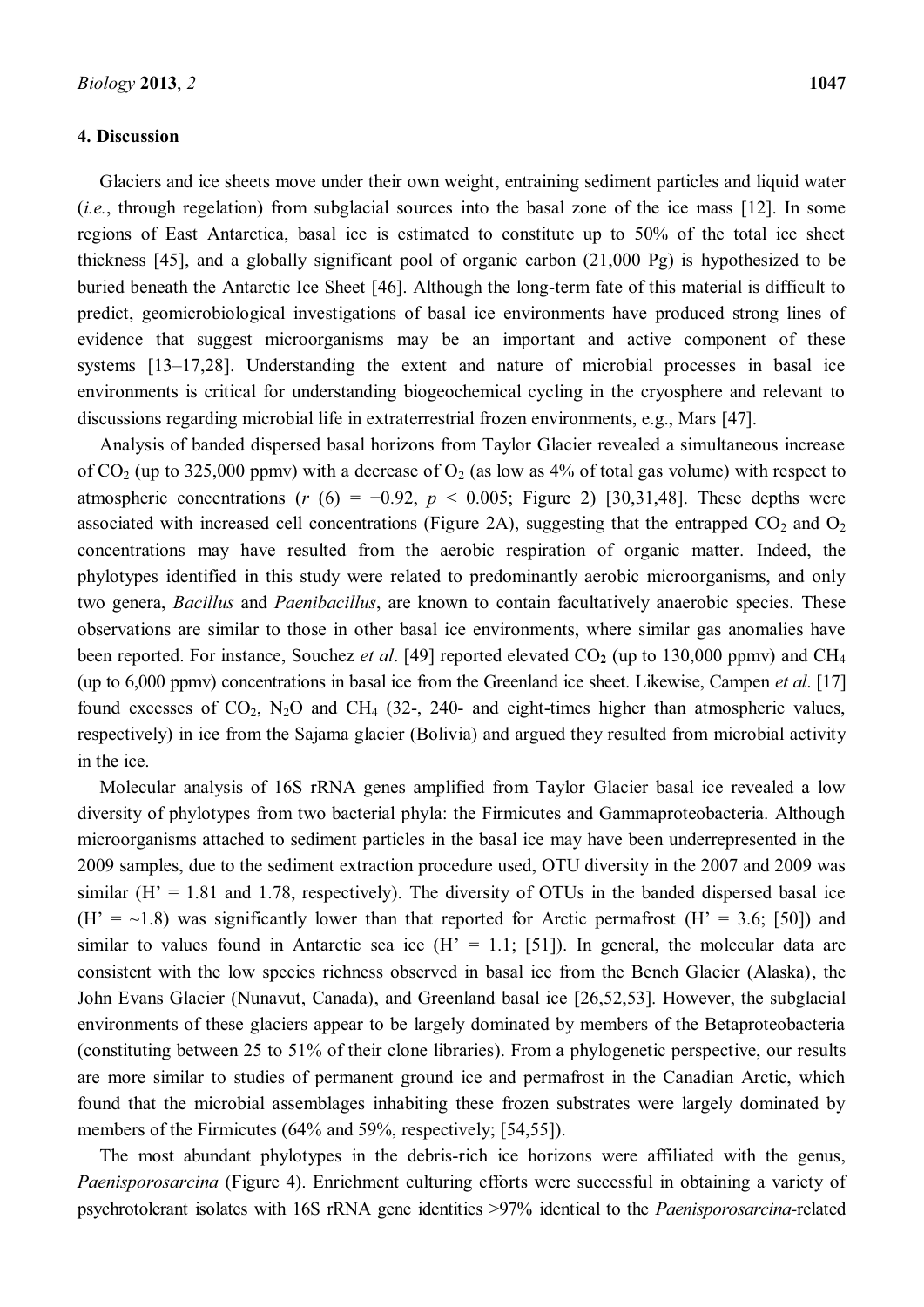## 4. Discussion

Glaciers and ice sheets move under their own weight, entraining sediment particles and liquid water (*i.e.*, through regelation) from subglacial sources into the basal zone of the ice mass [12]. In some regions of East Antarctica, basal ice is estimated to constitute up to 50% of the total ice sheet thickness [45], and a globally significant pool of organic carbon (21,000 Pg) is hypothesized to be buried beneath the Antarctic Ice Sheet [46]. Although the long-term fate of this material is difficult to predict, geomicrobiological investigations of basal ice environments have produced strong lines of evidence that suggest microorganisms may be an important and active component of these systems [13–17,28]. Understanding the extent and nature of microbial processes in basal ice environments is critical for understanding biogeochemical cycling in the cryosphere and relevant to discussions regarding microbial life in extraterrestrial frozen environments, e.g., Mars [47].

Analysis of banded dispersed basal horizons from Taylor Glacier revealed a simultaneous increase of $CO_2$ (up to 325,000 ppmv) with a decrease of $O_2$ (as low as 4% of total gas volume) with respect to atmospheric concentrations ($r$ (6) = −0.92, $p < 0.005$; Figure 2) [30,31,48]. These depths were associated with increased cell concentrations (Figure 2A), suggesting that the entrapped $CO_2$ and $O_2$ concentrations may have resulted from the aerobic respiration of organic matter. Indeed, the phylotypes identified in this study were related to predominantly aerobic microorganisms, and only two genera, *Bacillus* and *Paenibacillus*, are known to contain facultatively anaerobic species. These observations are similar to those in other basal ice environments, where similar gas anomalies have been reported. For instance, Souchez *et al*. [49] reported elevated $CO_2$ (up to 130,000 ppmv) and $CH_4$ (up to 6,000 ppmv) concentrations in basal ice from the Greenland ice sheet. Likewise, Campen *et al*. [17] found excesses of $CO_2$, $N_2O$ and $CH_4$ (32-, 240- and eight-times higher than atmospheric values, respectively) in ice from the Sajama glacier (Bolivia) and argued they resulted from microbial activity in the ice.

Molecular analysis of 16S rRNA genes amplified from Taylor Glacier basal ice revealed a low diversity of phylotypes from two bacterial phyla: the Firmicutes and Gammaproteobacteria. Although microorganisms attached to sediment particles in the basal ice may have been underrepresented in the 2009 samples, due to the sediment extraction procedure used, OTU diversity in the 2007 and 2009 was similar (H' = 1.81 and 1.78, respectively). The diversity of OTUs in the banded dispersed basal ice (H' = ~1.8) was significantly lower than that reported for Arctic permafrost (H' = 3.6; [50]) and similar to values found in Antarctic sea ice (H' = 1.1; [51]). In general, the molecular data are consistent with the low species richness observed in basal ice from the Bench Glacier (Alaska), the John Evans Glacier (Nunavut, Canada), and Greenland basal ice [26,52,53]. However, the subglacial environments of these glaciers appear to be largely dominated by members of the Betaproteobacteria (constituting between 25 to 51% of their clone libraries). From a phylogenetic perspective, our results are more similar to studies of permanent ground ice and permafrost in the Canadian Arctic, which found that the microbial assemblages inhabiting these frozen substrates were largely dominated by members of the Firmicutes (64% and 59%, respectively; [54,55]).

The most abundant phylotypes in the debris-rich ice horizons were affiliated with the genus, *Paenisporosarcina* (Figure 4). Enrichment culturing efforts were successful in obtaining a variety of psychrotolerant isolates with 16S rRNA gene identities >97% identical to the *Paenisporosarcina*-related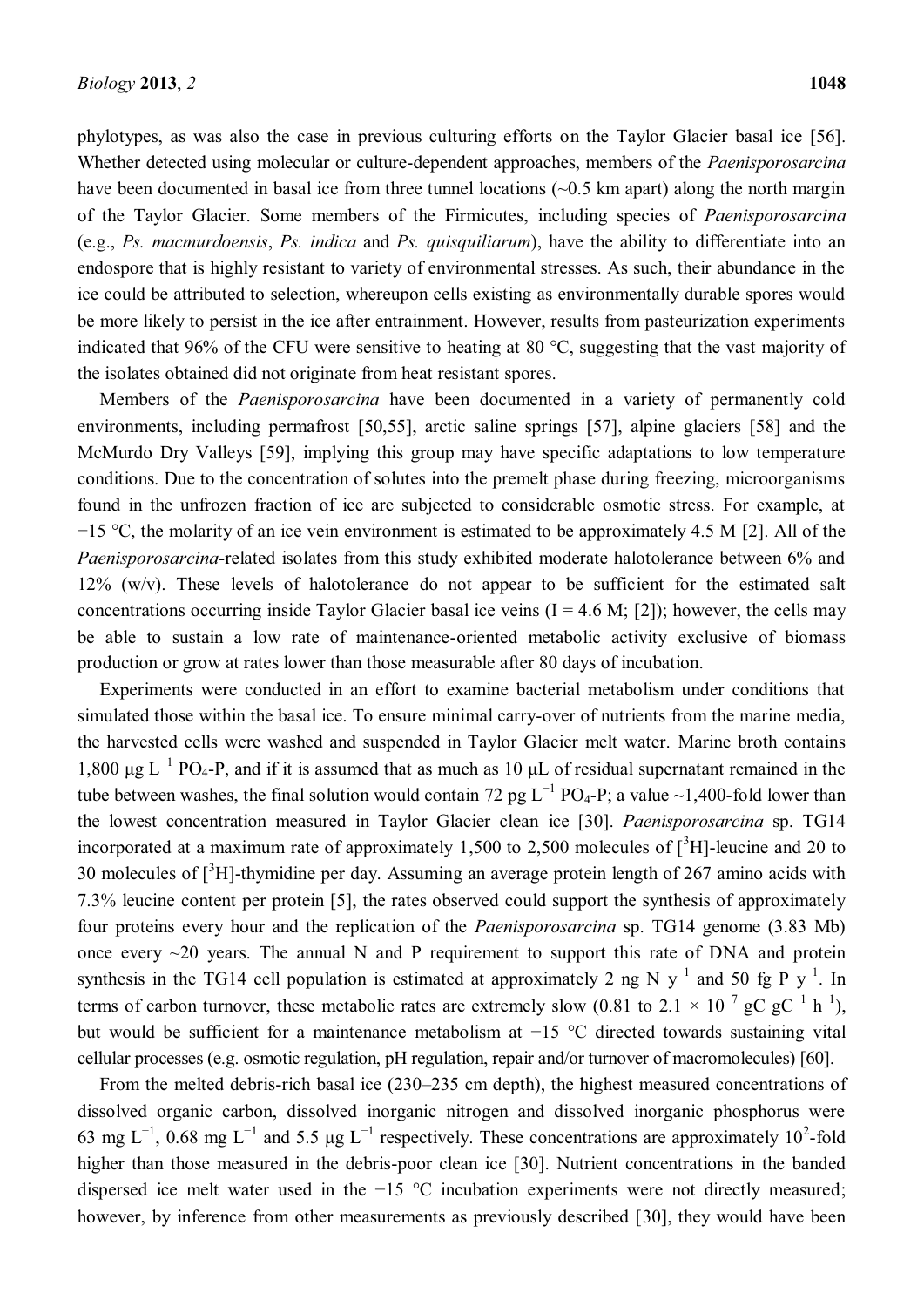phylotypes, as was also the case in previous culturing efforts on the Taylor Glacier basal ice [56]. Whether detected using molecular or culture-dependent approaches, members of the *Paenisporosarcina* have been documented in basal ice from three tunnel locations (~0.5 km apart) along the north margin of the Taylor Glacier. Some members of the Firmicutes, including species of *Paenisporosarcina* (e.g., *Ps. macmurdoensis*, *Ps. indica* and *Ps. quisquiliarum*), have the ability to differentiate into an endospore that is highly resistant to variety of environmental stresses. As such, their abundance in the ice could be attributed to selection, whereupon cells existing as environmentally durable spores would be more likely to persist in the ice after entrainment. However, results from pasteurization experiments indicated that 96% of the CFU were sensitive to heating at 80 °C, suggesting that the vast majority of the isolates obtained did not originate from heat resistant spores.

Members of the *Paenisporosarcina* have been documented in a variety of permanently cold environments, including permafrost [50,55], arctic saline springs [57], alpine glaciers [58] and the McMurdo Dry Valleys [59], implying this group may have specific adaptations to low temperature conditions. Due to the concentration of solutes into the premelt phase during freezing, microorganisms found in the unfrozen fraction of ice are subjected to considerable osmotic stress. For example, at −15 °C, the molarity of an ice vein environment is estimated to be approximately 4.5 M [2]. All of the *Paenisporosarcina*-related isolates from this study exhibited moderate halotolerance between 6% and 12% (w/v). These levels of halotolerance do not appear to be sufficient for the estimated salt concentrations occurring inside Taylor Glacier basal ice veins ($I = 4.6$ M; [2]); however, the cells may be able to sustain a low rate of maintenance-oriented metabolic activity exclusive of biomass production or grow at rates lower than those measurable after 80 days of incubation.

Experiments were conducted in an effort to examine bacterial metabolism under conditions that simulated those within the basal ice. To ensure minimal carry-over of nutrients from the marine media, the harvested cells were washed and suspended in Taylor Glacier melt water. Marine broth contains 1,800 μg $L^{-1}$ $PO_4$-P, and if it is assumed that as much as 10 μL of residual supernatant remained in the tube between washes, the final solution would contain 72 pg $L^{-1}$ $PO_4$-P; a value ~1,400-fold lower than the lowest concentration measured in Taylor Glacier clean ice [30]. *Paenisporosarcina* sp. TG14 incorporated at a maximum rate of approximately 1,500 to 2,500 molecules of [$^3$H]-leucine and 20 to 30 molecules of [$^3$H]-thymidine per day. Assuming an average protein length of 267 amino acids with 7.3% leucine content per protein [5], the rates observed could support the synthesis of approximately four proteins every hour and the replication of the *Paenisporosarcina* sp. TG14 genome (3.83 Mb) once every ~20 years. The annual N and P requirement to support this rate of DNA and protein synthesis in the TG14 cell population is estimated at approximately 2 ng N $y^{-1}$ and 50 fg P $y^{-1}$. In terms of carbon turnover, these metabolic rates are extremely slow (0.81 to $2.1 \times 10^{-7}$ gC $gC^{-1}$ $h^{-1}$), but would be sufficient for a maintenance metabolism at −15 °C directed towards sustaining vital cellular processes (e.g. osmotic regulation, pH regulation, repair and/or turnover of macromolecules) [60].

From the melted debris-rich basal ice (230–235 cm depth), the highest measured concentrations of dissolved organic carbon, dissolved inorganic nitrogen and dissolved inorganic phosphorus were 63 mg $L^{-1}$, 0.68 mg $L^{-1}$ and 5.5 μg $L^{-1}$ respectively. These concentrations are approximately $10^2$-fold higher than those measured in the debris-poor clean ice [30]. Nutrient concentrations in the banded dispersed ice melt water used in the −15 °C incubation experiments were not directly measured; however, by inference from other measurements as previously described [30], they would have been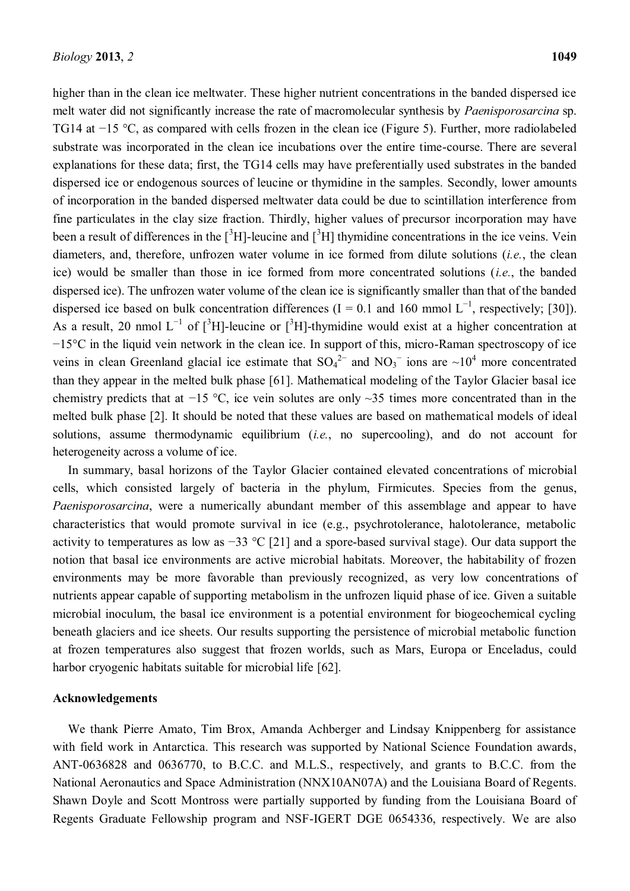higher than in the clean ice meltwater. These higher nutrient concentrations in the banded dispersed ice melt water did not significantly increase the rate of macromolecular synthesis by *Paenisporosarcina* sp. TG14 at −15 °C, as compared with cells frozen in the clean ice (Figure 5). Further, more radiolabeled substrate was incorporated in the clean ice incubations over the entire time-course. There are several explanations for these data; first, the TG14 cells may have preferentially used substrates in the banded dispersed ice or endogenous sources of leucine or thymidine in the samples. Secondly, lower amounts of incorporation in the banded dispersed meltwater data could be due to scintillation interference from fine particulates in the clay size fraction. Thirdly, higher values of precursor incorporation may have been a result of differences in the [$^3$H]-leucine and [$^3$H] thymidine concentrations in the ice veins. Vein diameters, and, therefore, unfrozen water volume in ice formed from dilute solutions (*i.e.*, the clean ice) would be smaller than those in ice formed from more concentrated solutions (*i.e.*, the banded dispersed ice). The unfrozen water volume of the clean ice is significantly smaller than that of the banded dispersed ice based on bulk concentration differences (I = 0.1 and 160 mmol $L^{-1}$, respectively; [30]). As a result, 20 nmol $L^{-1}$ of [$^3$H]-leucine or [$^3$H]-thymidine would exist at a higher concentration at −15°C in the liquid vein network in the clean ice. In support of this, micro-Raman spectroscopy of ice veins in clean Greenland glacial ice estimate that $SO_4^{2-}$ and $NO_3^-$ ions are ~$10^4$ more concentrated than they appear in the melted bulk phase [61]. Mathematical modeling of the Taylor Glacier basal ice chemistry predicts that at −15 °C, ice vein solutes are only ~35 times more concentrated than in the melted bulk phase [2]. It should be noted that these values are based on mathematical models of ideal solutions, assume thermodynamic equilibrium (*i.e.*, no supercooling), and do not account for heterogeneity across a volume of ice.

In summary, basal horizons of the Taylor Glacier contained elevated concentrations of microbial cells, which consisted largely of bacteria in the phylum, Firmicutes. Species from the genus, *Paenisporosarcina*, were a numerically abundant member of this assemblage and appear to have characteristics that would promote survival in ice (e.g., psychrotolerance, halotolerance, metabolic activity to temperatures as low as −33 °C [21] and a spore-based survival stage). Our data support the notion that basal ice environments are active microbial habitats. Moreover, the habitability of frozen environments may be more favorable than previously recognized, as very low concentrations of nutrients appear capable of supporting metabolism in the unfrozen liquid phase of ice. Given a suitable microbial inoculum, the basal ice environment is a potential environment for biogeochemical cycling beneath glaciers and ice sheets. Our results supporting the persistence of microbial metabolic function at frozen temperatures also suggest that frozen worlds, such as Mars, Europa or Enceladus, could harbor cryogenic habitats suitable for microbial life [62].

## Acknowledgements

We thank Pierre Amato, Tim Brox, Amanda Achberger and Lindsay Knippenberg for assistance with field work in Antarctica. This research was supported by National Science Foundation awards, ANT-0636828 and 0636770, to B.C.C. and M.L.S., respectively, and grants to B.C.C. from the National Aeronautics and Space Administration (NNX10AN07A) and the Louisiana Board of Regents. Shawn Doyle and Scott Montross were partially supported by funding from the Louisiana Board of Regents Graduate Fellowship program and NSF-IGERT DGE 0654336, respectively. We are also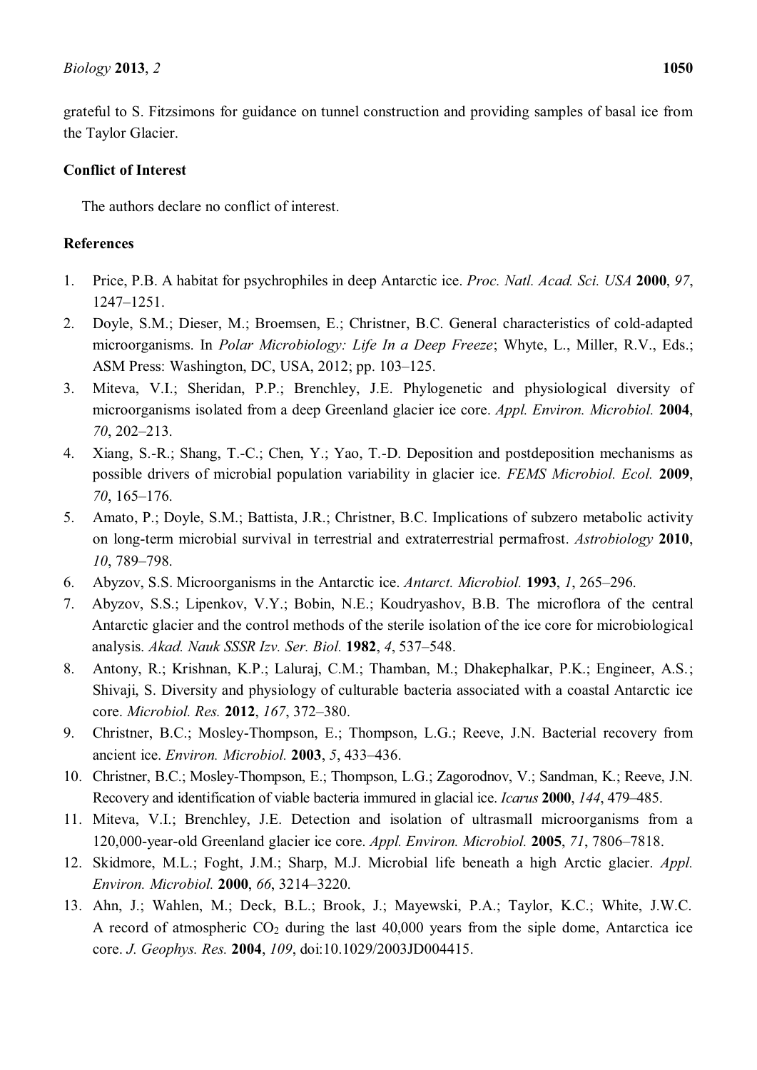grateful to S. Fitzsimons for guidance on tunnel construction and providing samples of basal ice from the Taylor Glacier.

## Conflict of Interest

The authors declare no conflict of interest.

## References

1. Price, P.B. A habitat for psychrophiles in deep Antarctic ice. *Proc. Natl. Acad. Sci. USA* **2000**, *97*, 1247–1251.
2. Doyle, S.M.; Dieser, M.; Broemsen, E.; Christner, B.C. General characteristics of cold-adapted microorganisms. In *Polar Microbiology: Life In a Deep Freeze*; Whyte, L., Miller, R.V., Eds.; ASM Press: Washington, DC, USA, 2012; pp. 103–125.
3. Miteva, V.I.; Sheridan, P.P.; Brenchley, J.E. Phylogenetic and physiological diversity of microorganisms isolated from a deep Greenland glacier ice core. *Appl. Environ. Microbiol.* **2004**, *70*, 202–213.
4. Xiang, S.-R.; Shang, T.-C.; Chen, Y.; Yao, T.-D. Deposition and postdeposition mechanisms as possible drivers of microbial population variability in glacier ice. *FEMS Microbiol. Ecol.* **2009**, *70*, 165–176.
5. Amato, P.; Doyle, S.M.; Battista, J.R.; Christner, B.C. Implications of subzero metabolic activity on long-term microbial survival in terrestrial and extraterrestrial permafrost. *Astrobiology* **2010**, *10*, 789–798.
6. Abyzov, S.S. Microorganisms in the Antarctic ice. *Antarct. Microbiol.* **1993**, *1*, 265–296.
7. Abyzov, S.S.; Lipenkov, V.Y.; Bobin, N.E.; Koudryashov, B.B. The microflora of the central Antarctic glacier and the control methods of the sterile isolation of the ice core for microbiological analysis. *Akad. Nauk SSSR Izv. Ser. Biol.* **1982**, *4*, 537–548.
8. Antony, R.; Krishnan, K.P.; Laluraj, C.M.; Thamban, M.; Dhakephalkar, P.K.; Engineer, A.S.; Shivaji, S. Diversity and physiology of culturable bacteria associated with a coastal Antarctic ice core. *Microbiol. Res.* **2012**, *167*, 372–380.
9. Christner, B.C.; Mosley-Thompson, E.; Thompson, L.G.; Reeve, J.N. Bacterial recovery from ancient ice. *Environ. Microbiol.* **2003**, *5*, 433–436.
10. Christner, B.C.; Mosley-Thompson, E.; Thompson, L.G.; Zagorodnov, V.; Sandman, K.; Reeve, J.N. Recovery and identification of viable bacteria immured in glacial ice. *Icarus* **2000**, *144*, 479–485.
11. Miteva, V.I.; Brenchley, J.E. Detection and isolation of ultrasmall microorganisms from a 120,000-year-old Greenland glacier ice core. *Appl. Environ. Microbiol.* **2005**, *71*, 7806–7818.
12. Skidmore, M.L.; Foght, J.M.; Sharp, M.J. Microbial life beneath a high Arctic glacier. *Appl. Environ. Microbiol.* **2000**, *66*, 3214–3220.
13. Ahn, J.; Wahlen, M.; Deck, B.L.; Brook, J.; Mayewski, P.A.; Taylor, K.C.; White, J.W.C. A record of atmospheric $CO_2$ during the last 40,000 years from the siple dome, Antarctica ice core. *J. Geophys. Res.* **2004**, *109*, doi:10.1029/2003JD004415.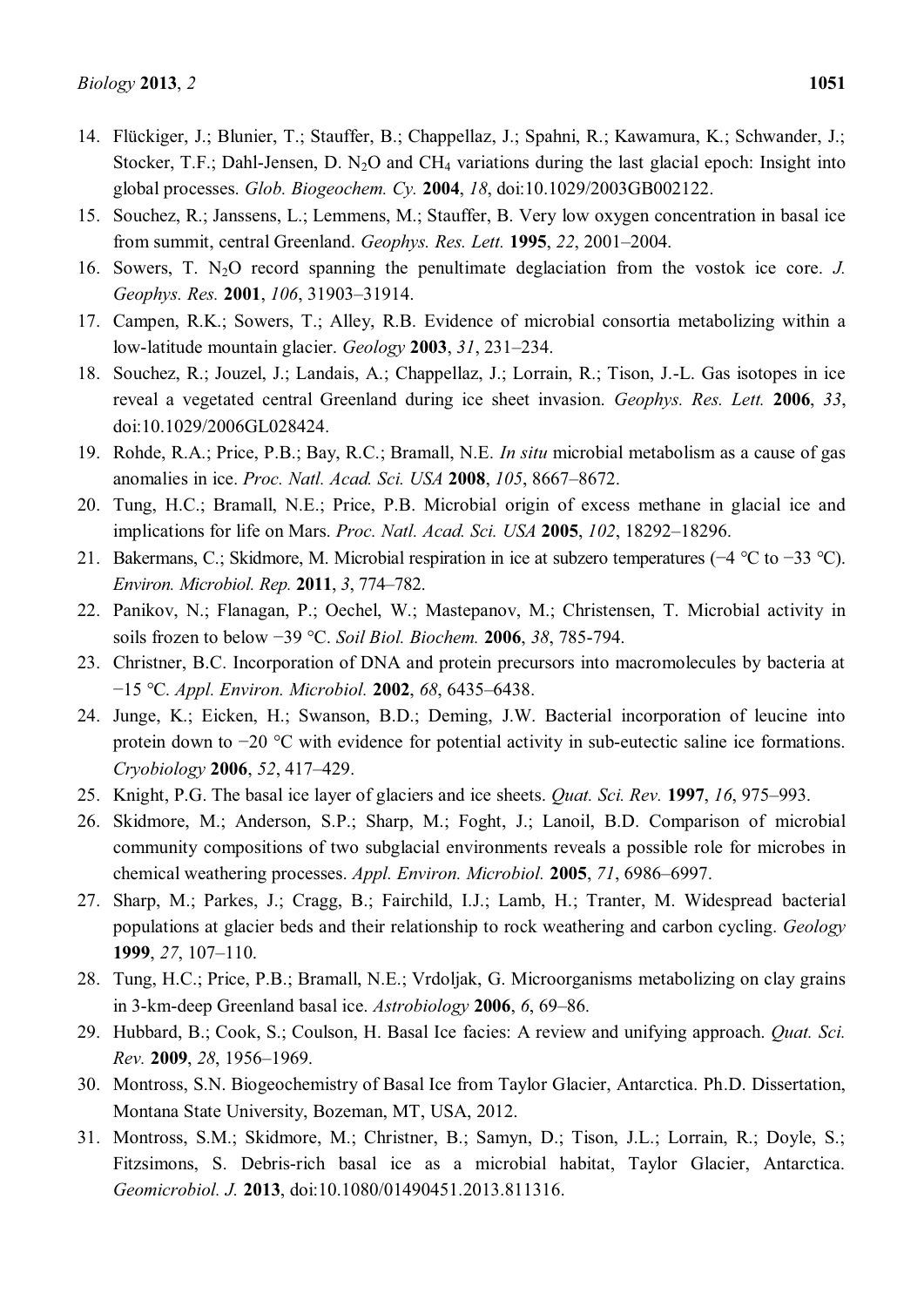14. Flückiger, J.; Blunier, T.; Stauffer, B.; Chappellaz, J.; Spahni, R.; Kawamura, K.; Schwander, J.; Stocker, T.F.; Dahl-Jensen, D. $N_2O$ and $CH_4$ variations during the last glacial epoch: Insight into global processes. *Glob. Biogeochem. Cy.* **2004**, *18*, doi:10.1029/2003GB002122.
15. Souchez, R.; Janssens, L.; Lemmens, M.; Stauffer, B. Very low oxygen concentration in basal ice from summit, central Greenland. *Geophys. Res. Lett.* **1995**, *22*, 2001–2004.
16. Sowers, T. $N_2O$ record spanning the penultimate deglaciation from the vostok ice core. *J. Geophys. Res.* **2001**, *106*, 31903–31914.
17. Campen, R.K.; Sowers, T.; Alley, R.B. Evidence of microbial consortia metabolizing within a low-latitude mountain glacier. *Geology* **2003**, *31*, 231–234.
18. Souchez, R.; Jouzel, J.; Landais, A.; Chappellaz, J.; Lorrain, R.; Tison, J.-L. Gas isotopes in ice reveal a vegetated central Greenland during ice sheet invasion. *Geophys. Res. Lett.* **2006**, *33*, doi:10.1029/2006GL028424.
19. Rohde, R.A.; Price, P.B.; Bay, R.C.; Bramall, N.E. *In situ* microbial metabolism as a cause of gas anomalies in ice. *Proc. Natl. Acad. Sci. USA* **2008**, *105*, 8667–8672.
20. Tung, H.C.; Bramall, N.E.; Price, P.B. Microbial origin of excess methane in glacial ice and implications for life on Mars. *Proc. Natl. Acad. Sci. USA* **2005**, *102*, 18292–18296.
21. Bakermans, C.; Skidmore, M. Microbial respiration in ice at subzero temperatures (−4 °C to −33 °C). *Environ. Microbiol. Rep.* **2011**, *3*, 774–782.
22. Panikov, N.; Flanagan, P.; Oechel, W.; Mastepanov, M.; Christensen, T. Microbial activity in soils frozen to below −39 °C. *Soil Biol. Biochem.* **2006**, *38*, 785-794.
23. Christner, B.C. Incorporation of DNA and protein precursors into macromolecules by bacteria at −15 °C. *Appl. Environ. Microbiol.* **2002**, *68*, 6435–6438.
24. Junge, K.; Eicken, H.; Swanson, B.D.; Deming, J.W. Bacterial incorporation of leucine into protein down to −20 °C with evidence for potential activity in sub-eutectic saline ice formations. *Cryobiology* **2006**, *52*, 417–429.
25. Knight, P.G. The basal ice layer of glaciers and ice sheets. *Quat. Sci. Rev.* **1997**, *16*, 975–993.
26. Skidmore, M.; Anderson, S.P.; Sharp, M.; Foght, J.; Lanoil, B.D. Comparison of microbial community compositions of two subglacial environments reveals a possible role for microbes in chemical weathering processes. *Appl. Environ. Microbiol.* **2005**, *71*, 6986–6997.
27. Sharp, M.; Parkes, J.; Cragg, B.; Fairchild, I.J.; Lamb, H.; Tranter, M. Widespread bacterial populations at glacier beds and their relationship to rock weathering and carbon cycling. *Geology* **1999**, *27*, 107–110.
28. Tung, H.C.; Price, P.B.; Bramall, N.E.; Vrdoljak, G. Microorganisms metabolizing on clay grains in 3-km-deep Greenland basal ice. *Astrobiology* **2006**, *6*, 69–86.
29. Hubbard, B.; Cook, S.; Coulson, H. Basal Ice facies: A review and unifying approach. *Quat. Sci. Rev.* **2009**, *28*, 1956–1969.
30. Montross, S.N. Biogeochemistry of Basal Ice from Taylor Glacier, Antarctica. Ph.D. Dissertation, Montana State University, Bozeman, MT, USA, 2012.
31. Montross, S.M.; Skidmore, M.; Christner, B.; Samyn, D.; Tison, J.L.; Lorrain, R.; Doyle, S.; Fitzsimons, S. Debris-rich basal ice as a microbial habitat, Taylor Glacier, Antarctica. *Geomicrobiol. J.* **2013**, doi:10.1080/01490451.2013.811316.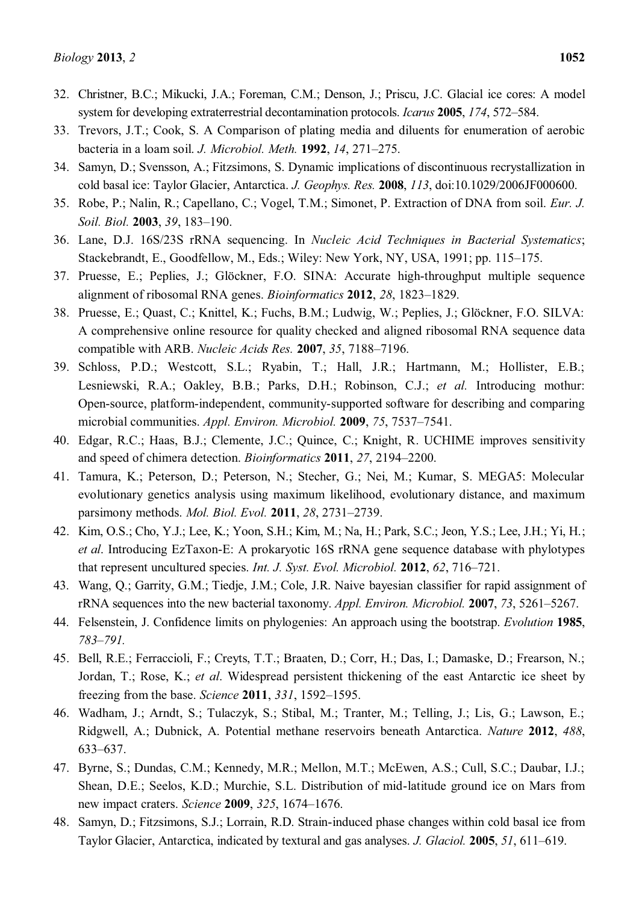32. Christner, B.C.; Mikucki, J.A.; Foreman, C.M.; Denson, J.; Priscu, J.C. Glacial ice cores: A model system for developing extraterrestrial decontamination protocols. *Icarus* **2005**, *174*, 572–584.
33. Trevors, J.T.; Cook, S. A Comparison of plating media and diluents for enumeration of aerobic bacteria in a loam soil. *J. Microbiol. Meth.* **1992**, *14*, 271–275.
34. Samyn, D.; Svensson, A.; Fitzsimons, S. Dynamic implications of discontinuous recrystallization in cold basal ice: Taylor Glacier, Antarctica. *J. Geophys. Res.* **2008**, *113*, doi:10.1029/2006JF000600.
35. Robe, P.; Nalin, R.; Capellano, C.; Vogel, T.M.; Simonet, P. Extraction of DNA from soil. *Eur. J. Soil. Biol.* **2003**, *39*, 183–190.
36. Lane, D.J. 16S/23S rRNA sequencing. In *Nucleic Acid Techniques in Bacterial Systematics*; Stackebrandt, E., Goodfellow, M., Eds.; Wiley: New York, NY, USA, 1991; pp. 115–175.
37. Pruesse, E.; Peplies, J.; Glöckner, F.O. SINA: Accurate high-throughput multiple sequence alignment of ribosomal RNA genes. *Bioinformatics* **2012**, *28*, 1823–1829.
38. Pruesse, E.; Quast, C.; Knittel, K.; Fuchs, B.M.; Ludwig, W.; Peplies, J.; Glöckner, F.O. SILVA: A comprehensive online resource for quality checked and aligned ribosomal RNA sequence data compatible with ARB. *Nucleic Acids Res.* **2007**, *35*, 7188–7196.
39. Schloss, P.D.; Westcott, S.L.; Ryabin, T.; Hall, J.R.; Hartmann, M.; Hollister, E.B.; Lesniewski, R.A.; Oakley, B.B.; Parks, D.H.; Robinson, C.J.; *et al.* Introducing mothur: Open-source, platform-independent, community-supported software for describing and comparing microbial communities. *Appl. Environ. Microbiol.* **2009**, *75*, 7537–7541.
40. Edgar, R.C.; Haas, B.J.; Clemente, J.C.; Quince, C.; Knight, R. UCHIME improves sensitivity and speed of chimera detection. *Bioinformatics* **2011**, *27*, 2194–2200.
41. Tamura, K.; Peterson, D.; Peterson, N.; Stecher, G.; Nei, M.; Kumar, S. MEGA5: Molecular evolutionary genetics analysis using maximum likelihood, evolutionary distance, and maximum parsimony methods. *Mol. Biol. Evol.* **2011**, *28*, 2731–2739.
42. Kim, O.S.; Cho, Y.J.; Lee, K.; Yoon, S.H.; Kim, M.; Na, H.; Park, S.C.; Jeon, Y.S.; Lee, J.H.; Yi, H.; *et al*. Introducing EzTaxon-E: A prokaryotic 16S rRNA gene sequence database with phylotypes that represent uncultured species. *Int. J. Syst. Evol. Microbiol.* **2012**, *62*, 716–721.
43. Wang, Q.; Garrity, G.M.; Tiedje, J.M.; Cole, J.R. Naive bayesian classifier for rapid assignment of rRNA sequences into the new bacterial taxonomy. *Appl. Environ. Microbiol.* **2007**, *73*, 5261–5267.
44. Felsenstein, J. Confidence limits on phylogenies: An approach using the bootstrap. *Evolution* **1985**, *783–791.*
45. Bell, R.E.; Ferraccioli, F.; Creyts, T.T.; Braaten, D.; Corr, H.; Das, I.; Damaske, D.; Frearson, N.; Jordan, T.; Rose, K.; *et al*. Widespread persistent thickening of the east Antarctic ice sheet by freezing from the base. *Science* **2011**, *331*, 1592–1595.
46. Wadham, J.; Arndt, S.; Tulaczyk, S.; Stibal, M.; Tranter, M.; Telling, J.; Lis, G.; Lawson, E.; Ridgwell, A.; Dubnick, A. Potential methane reservoirs beneath Antarctica. *Nature* **2012**, *488*, 633–637.
47. Byrne, S.; Dundas, C.M.; Kennedy, M.R.; Mellon, M.T.; McEwen, A.S.; Cull, S.C.; Daubar, I.J.; Shean, D.E.; Seelos, K.D.; Murchie, S.L. Distribution of mid-latitude ground ice on Mars from new impact craters. *Science* **2009**, *325*, 1674–1676.
48. Samyn, D.; Fitzsimons, S.J.; Lorrain, R.D. Strain-induced phase changes within cold basal ice from Taylor Glacier, Antarctica, indicated by textural and gas analyses. *J. Glaciol.* **2005**, *51*, 611–619.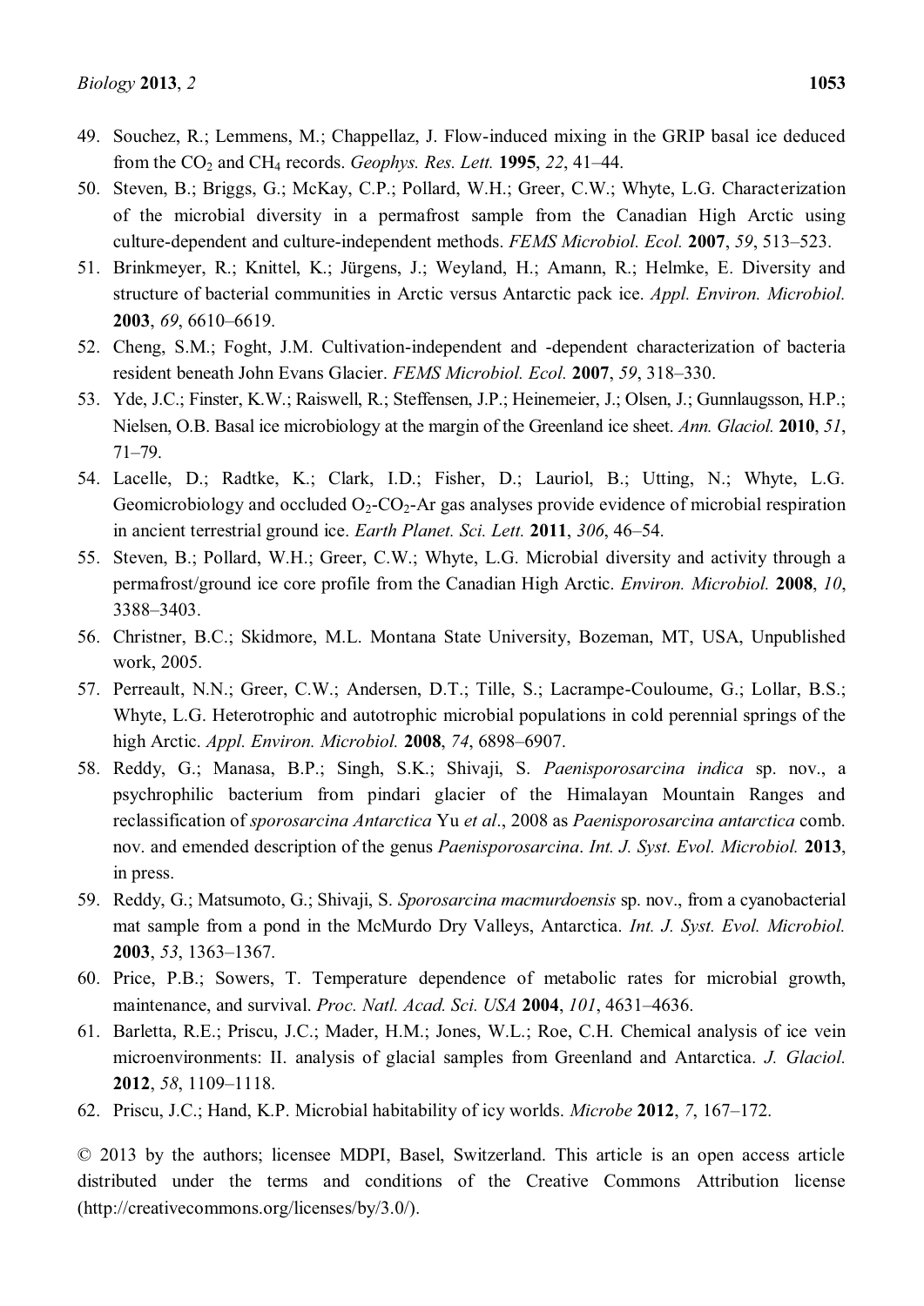49. Souchez, R.; Lemmens, M.; Chappellaz, J. Flow-induced mixing in the GRIP basal ice deduced from the $CO_2$ and $CH_4$ records. *Geophys. Res. Lett.* **1995**, *22*, 41–44.
50. Steven, B.; Briggs, G.; McKay, C.P.; Pollard, W.H.; Greer, C.W.; Whyte, L.G. Characterization of the microbial diversity in a permafrost sample from the Canadian High Arctic using culture-dependent and culture-independent methods. *FEMS Microbiol. Ecol.* **2007**, *59*, 513–523.
51. Brinkmeyer, R.; Knittel, K.; Jürgens, J.; Weyland, H.; Amann, R.; Helmke, E. Diversity and structure of bacterial communities in Arctic versus Antarctic pack ice. *Appl. Environ. Microbiol.* **2003**, *69*, 6610–6619.
52. Cheng, S.M.; Foght, J.M. Cultivation-independent and -dependent characterization of bacteria resident beneath John Evans Glacier. *FEMS Microbiol. Ecol.* **2007**, *59*, 318–330.
53. Yde, J.C.; Finster, K.W.; Raiswell, R.; Steffensen, J.P.; Heinemeier, J.; Olsen, J.; Gunnlaugsson, H.P.; Nielsen, O.B. Basal ice microbiology at the margin of the Greenland ice sheet. *Ann. Glaciol.* **2010**, *51*, 71–79.
54. Lacelle, D.; Radtke, K.; Clark, I.D.; Fisher, D.; Lauriol, B.; Utting, N.; Whyte, L.G. Geomicrobiology and occluded $O_2$-$CO_2$-Ar gas analyses provide evidence of microbial respiration in ancient terrestrial ground ice. *Earth Planet. Sci. Lett.* **2011**, *306*, 46–54.
55. Steven, B.; Pollard, W.H.; Greer, C.W.; Whyte, L.G. Microbial diversity and activity through a permafrost/ground ice core profile from the Canadian High Arctic. *Environ. Microbiol.* **2008**, *10*, 3388–3403.
56. Christner, B.C.; Skidmore, M.L. Montana State University, Bozeman, MT, USA, Unpublished work, 2005.
57. Perreault, N.N.; Greer, C.W.; Andersen, D.T.; Tille, S.; Lacrampe-Couloume, G.; Lollar, B.S.; Whyte, L.G. Heterotrophic and autotrophic microbial populations in cold perennial springs of the high Arctic. *Appl. Environ. Microbiol.* **2008**, *74*, 6898–6907.
58. Reddy, G.; Manasa, B.P.; Singh, S.K.; Shivaji, S. *Paenisporosarcina indica* sp. nov., a psychrophilic bacterium from pindari glacier of the Himalayan Mountain Ranges and reclassification of *sporosarcina Antarctica* Yu *et al*., 2008 as *Paenisporosarcina antarctica* comb. nov. and emended description of the genus *Paenisporosarcina*. *Int. J. Syst. Evol. Microbiol.* **2013**, in press.
59. Reddy, G.; Matsumoto, G.; Shivaji, S. *Sporosarcina macmurdoensis* sp. nov., from a cyanobacterial mat sample from a pond in the McMurdo Dry Valleys, Antarctica. *Int. J. Syst. Evol. Microbiol.* **2003**, *53*, 1363–1367.
60. Price, P.B.; Sowers, T. Temperature dependence of metabolic rates for microbial growth, maintenance, and survival. *Proc. Natl. Acad. Sci. USA* **2004**, *101*, 4631–4636.
61. Barletta, R.E.; Priscu, J.C.; Mader, H.M.; Jones, W.L.; Roe, C.H. Chemical analysis of ice vein microenvironments: II. analysis of glacial samples from Greenland and Antarctica. *J. Glaciol.* **2012**, *58*, 1109–1118.
62. Priscu, J.C.; Hand, K.P. Microbial habitability of icy worlds. *Microbe* **2012**, *7*, 167–172.

© 2013 by the authors; licensee MDPI, Basel, Switzerland. This article is an open access article distributed under the terms and conditions of the Creative Commons Attribution license (http://creativecommons.org/licenses/by/3.0/).